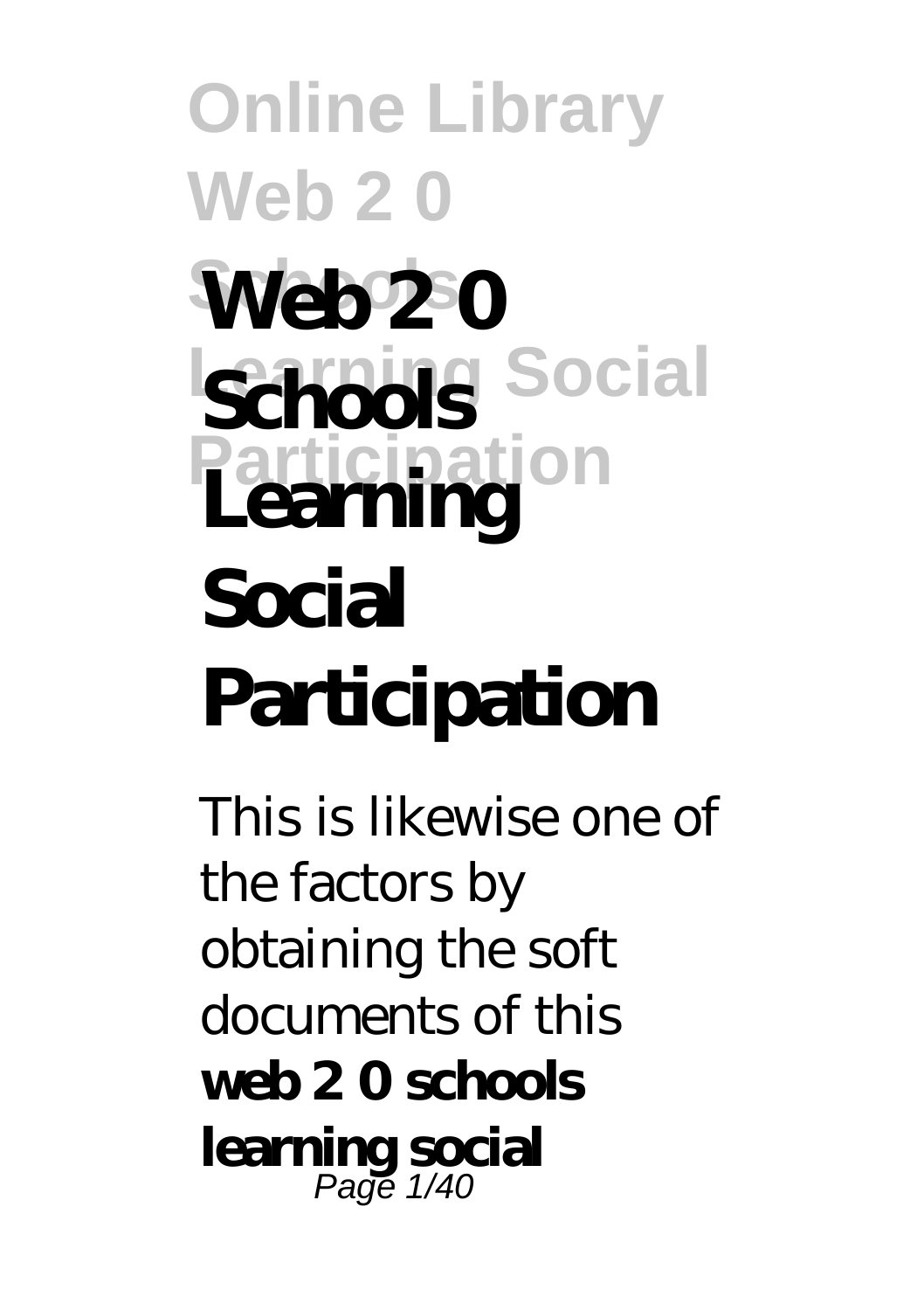# Web 2 0 Schools Learning Social Participation

This is likewise one of the factors by obtaining the soft documents of this **web 2 0 schools learning social**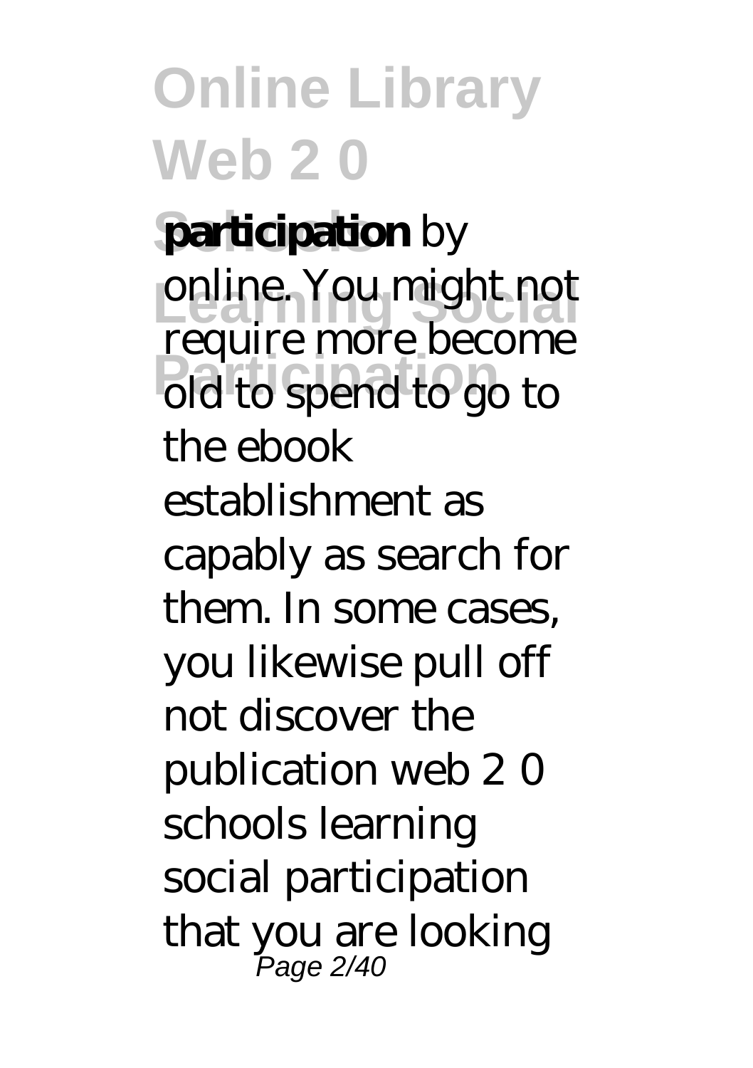**participation** by online. You might not require more become old to spend to go to the ebook establishment as capably as search for them. In some cases, you likewise pull off not discover the publication web 2 0 schools learning social participation that you are looking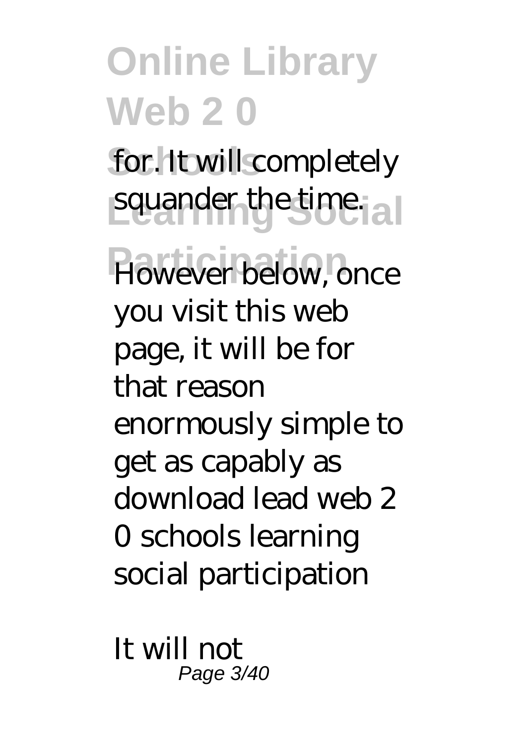for. It will completely squander the time.

However below, once you visit this web page, it will be for that reason enormously simple to get as capably as download lead web 2 0 schools learning social participation

It will not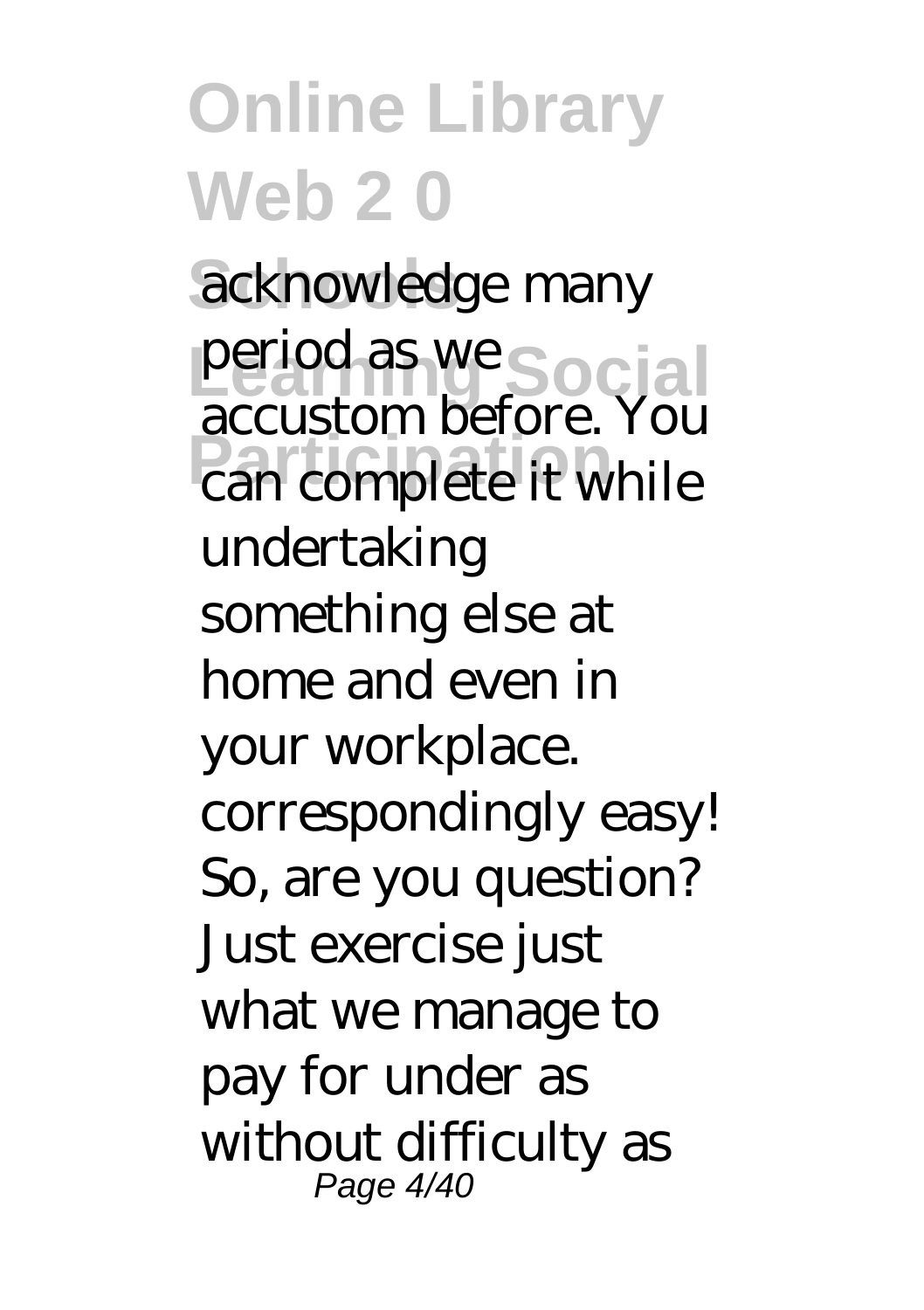acknowledge many period as we accustom before. You can complete it while undertaking something else at home and even in your workplace. correspondingly easy! So, are you question? Just exercise just what we manage to pay for under as without difficulty as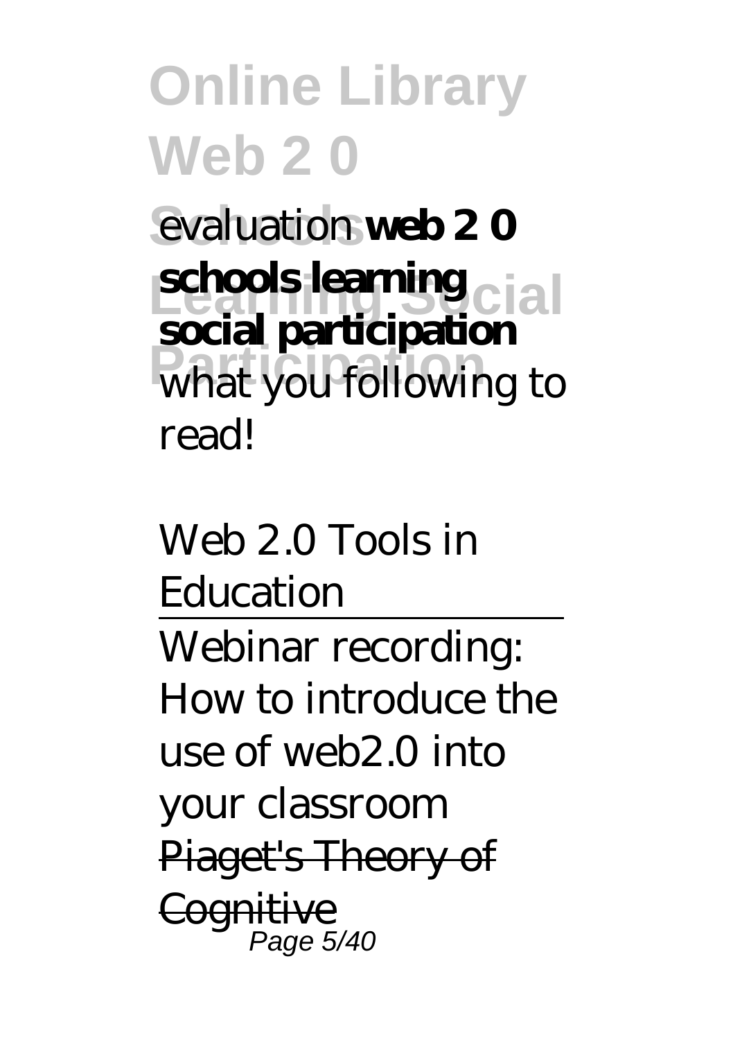evaluation **web 2 0 schools learning social participation** what you following to read!

Web 2.0 Tools in Education

Webinar recording: How to introduce the use of web2.0 into your classroom

~~Piaget's Theory of Cognitive~~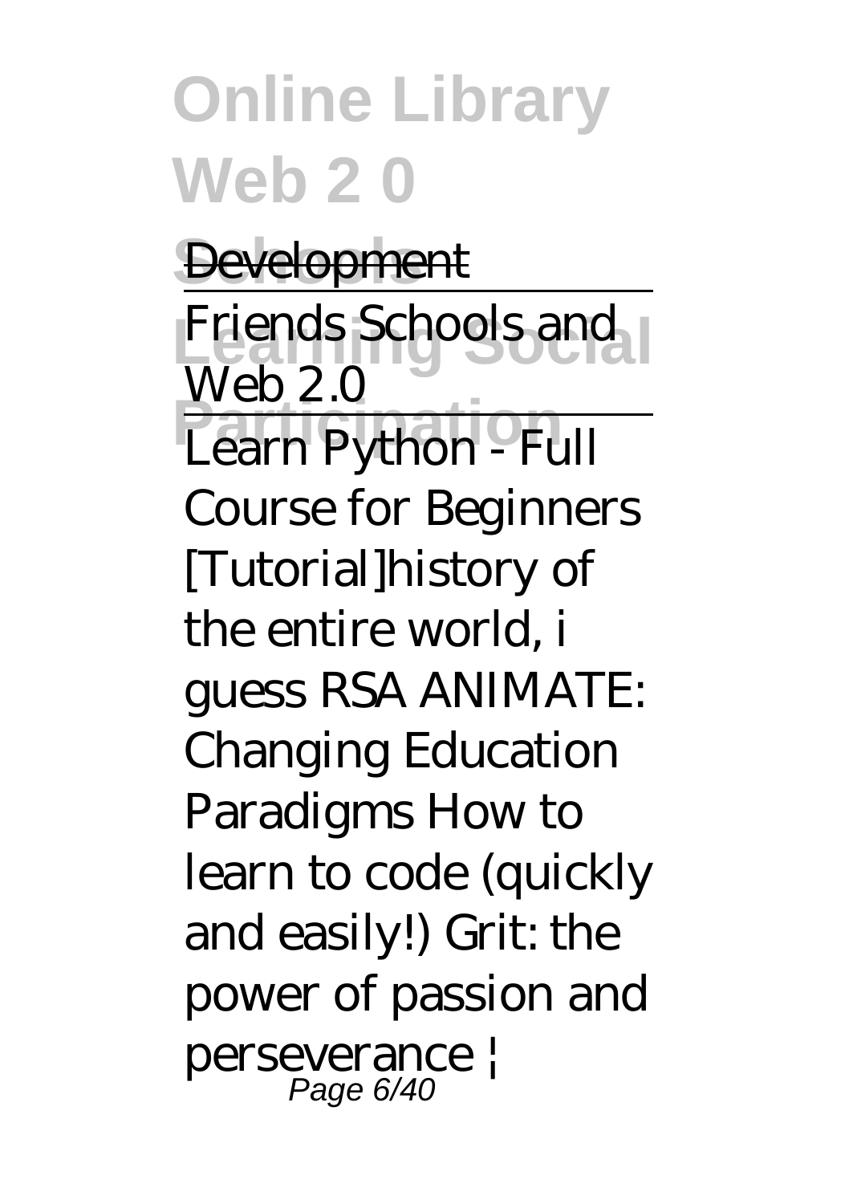Development

Friends Schools and Web 2.0

Learn Python - Full Course for Beginners [Tutorial]history of the entire world, i guess RSA ANIMATE: Changing Education Paradigms How to learn to code (quickly and easily!) Grit: the power of passion and perseverance |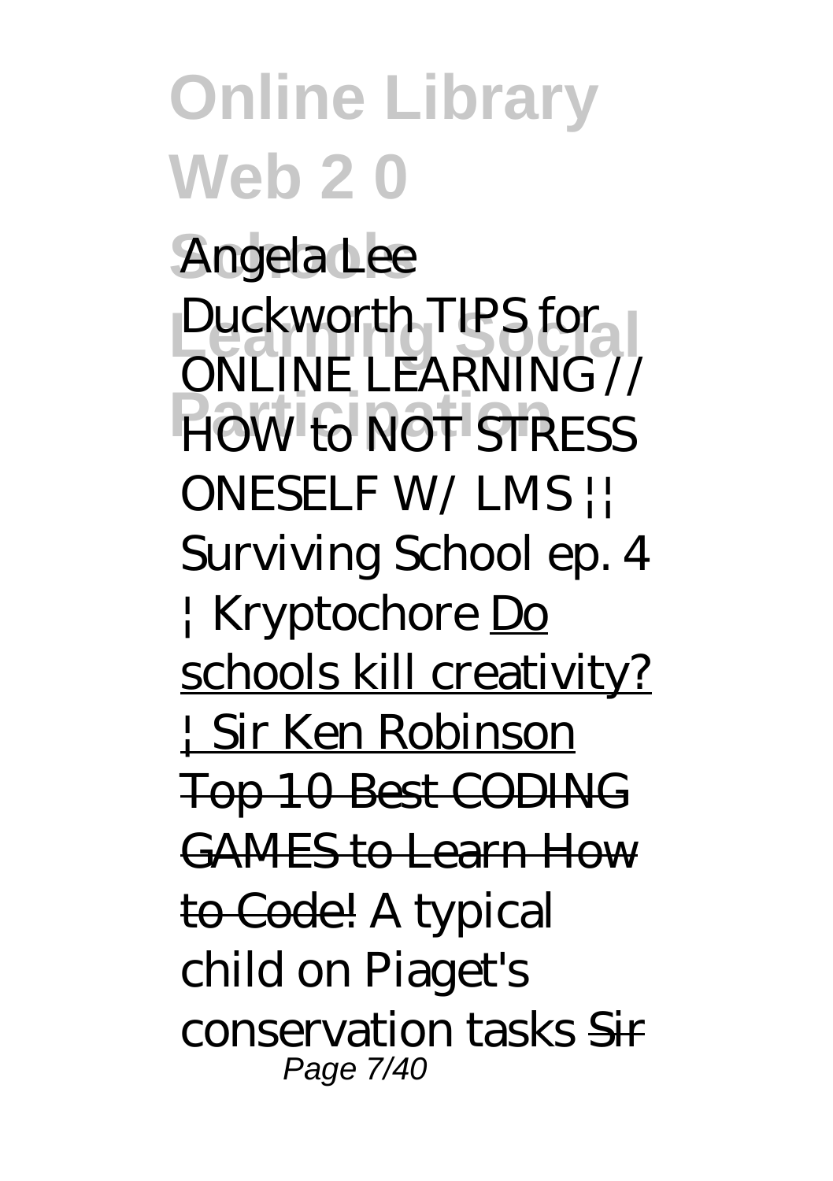*Angela Lee Duckworth TIPS for ONLINE LEARNING // HOW to NOT STRESS ONESELF W/ LMS || Surviving School ep. 4 | Kryptochore* Do schools kill creativity? | Sir Ken Robinson ~~Top 10 Best CODING GAMES to Learn How to Code!~~ *A typical child on Piaget's conservation tasks* ~~Sir~~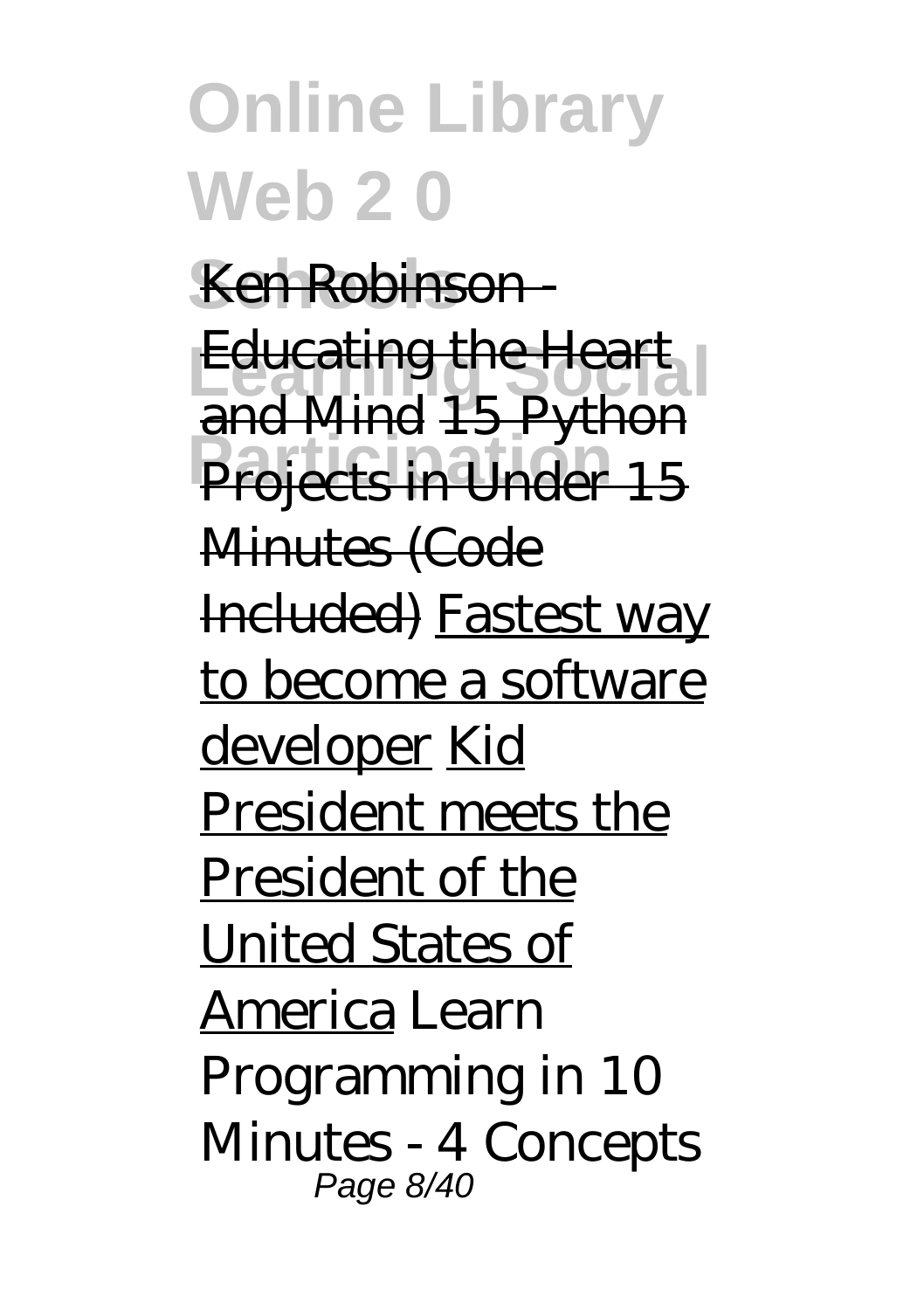Ken Robinson - Educating the Heart and Mind 15 Python Projects in Under 15 Minutes (Code Included) Fastest way to become a software developer Kid President meets the President of the United States of America *Learn Programming in 10 Minutes - 4 Concepts*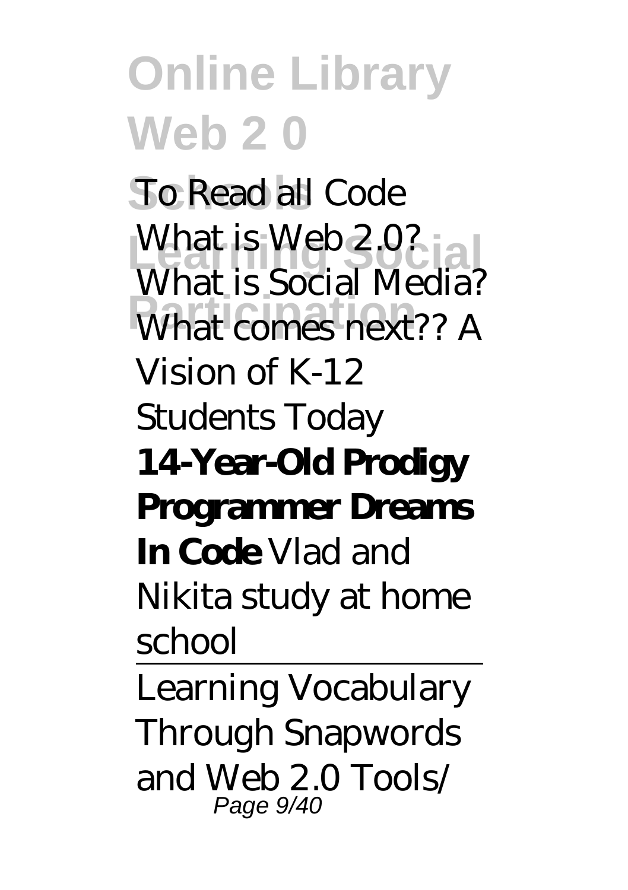*To Read all Code*

*What is Web 2.0? What is Social Media? What comes next??* *A Vision of K-12 Students Today*

**14-Year-Old Prodigy Programmer Dreams In Code** *Vlad and Nikita study at home school*

Learning Vocabulary Through Snapwords and Web 2.0 Tools/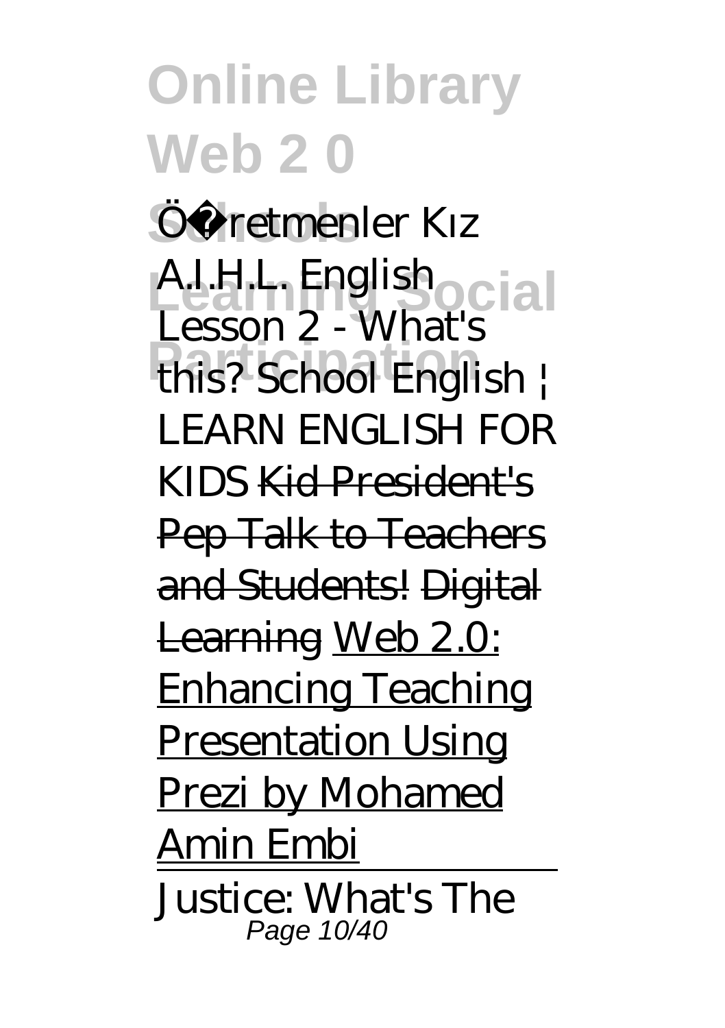Öğretmenler Kız A.I.H.L. English Lesson 2 - What's this? School English | LEARN ENGLISH FOR KIDS ~~Kid President's Pep Talk to Teachers and Students!~~ ~~Digital Learning~~ Web 2.0: Enhancing Teaching Presentation Using Prezi by Mohamed Amin Embi

Justice: What's The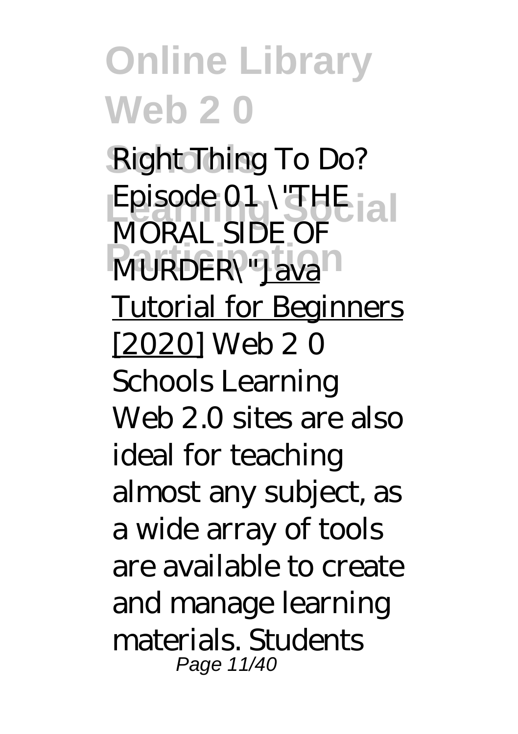*Right Thing To Do? Episode 01 \"THE MORAL SIDE OF MURDER\"* Java Tutorial for Beginners [2020] *Web 2 0 Schools Learning*

Web 2.0 sites are also ideal for teaching almost any subject, as a wide array of tools are available to create and manage learning materials. Students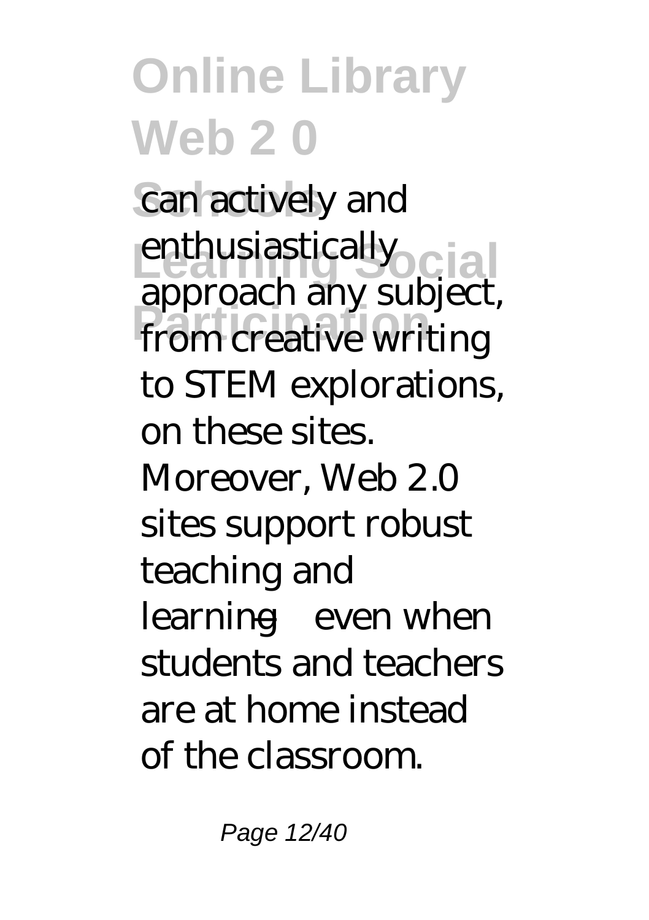can actively and enthusiastically approach any subject, from creative writing to STEM explorations, on these sites. Moreover, Web 2.0 sites support robust teaching and learning—even when students and teachers are at home instead of the classroom.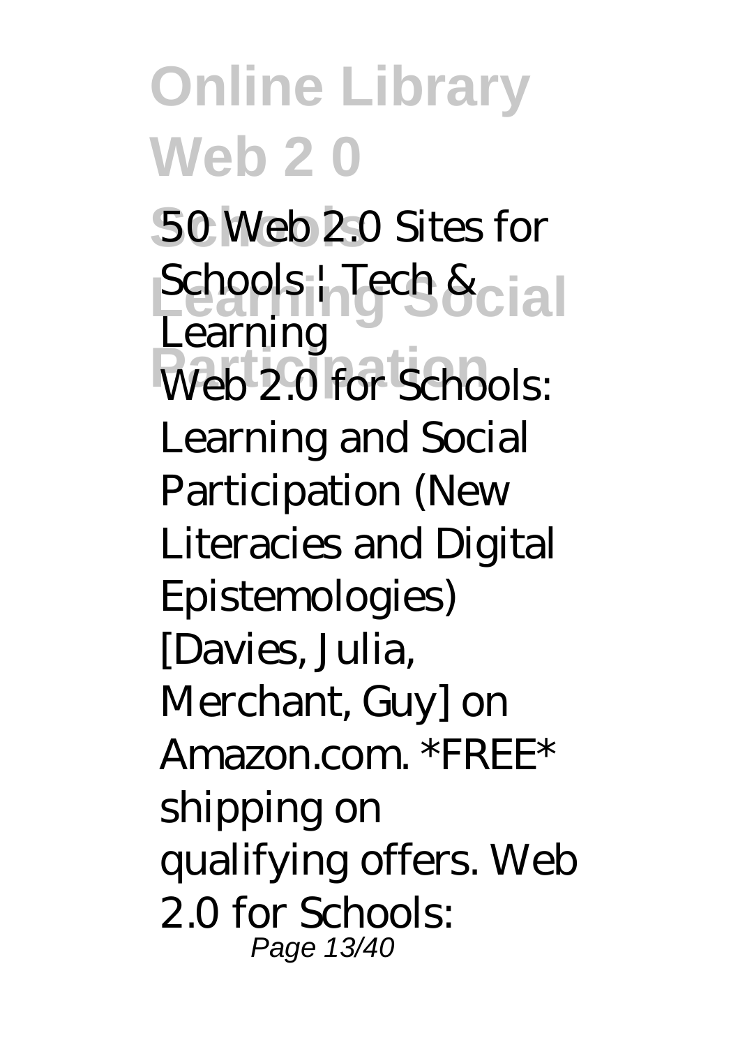**50 Web 2.0 Sites for Schools | Tech & Learning**

Web 2.0 for Schools: Learning and Social Participation (New Literacies and Digital Epistemologies) [Davies, Julia, Merchant, Guy] on Amazon.com. *FREE* shipping on qualifying offers. Web 2.0 for Schools: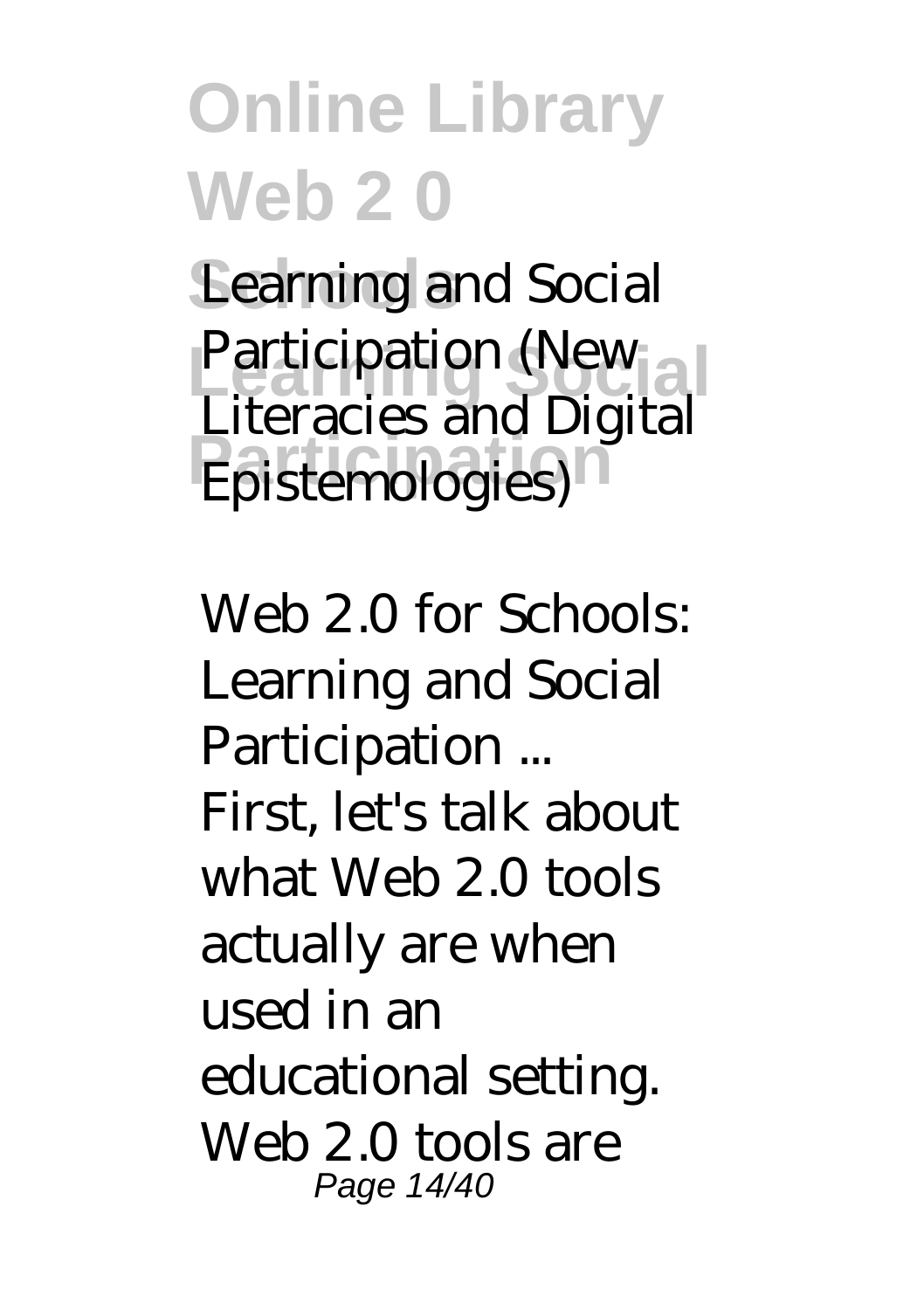Learning and Social Participation (New Literacies and Digital Epistemologies)

*Web 2.0 for Schools: Learning and Social Participation ...*

First, let's talk about what Web 2.0 tools actually are when used in an educational setting. Web 2.0 tools are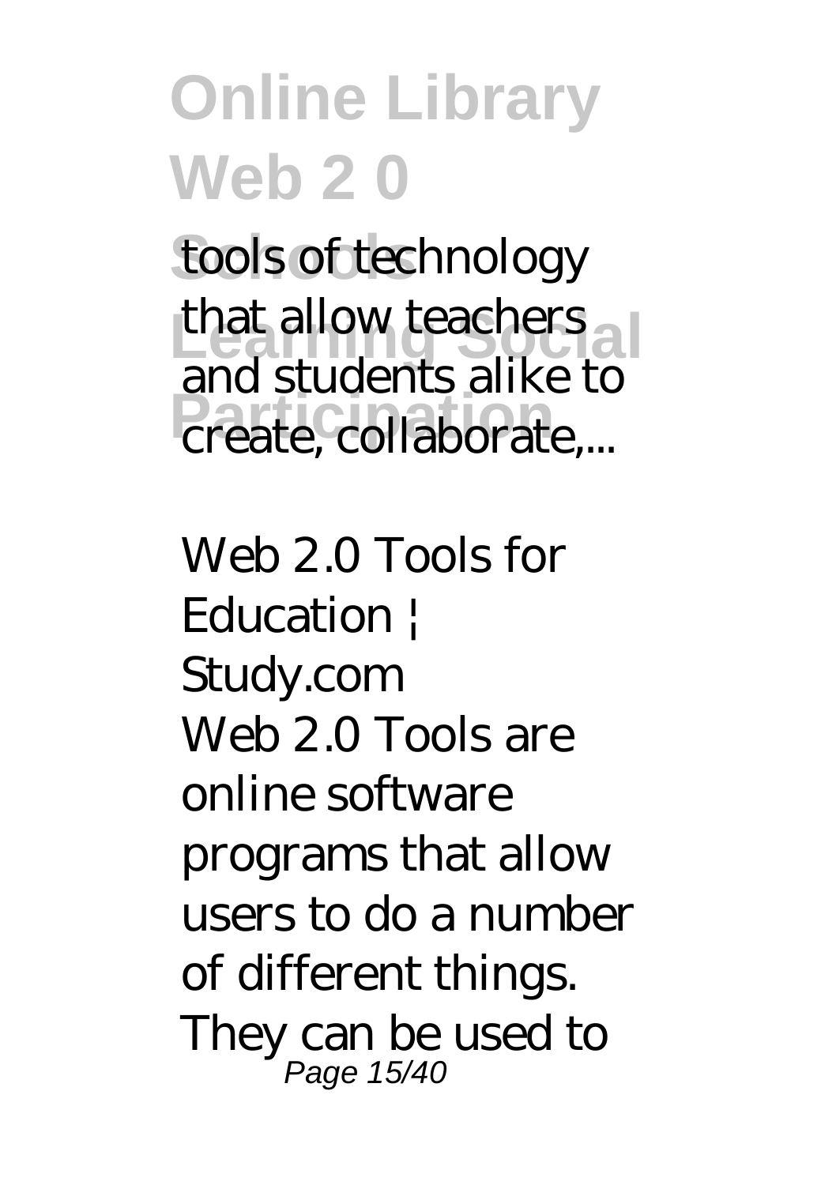tools of technology that allow teachers and students alike to create, collaborate,...

*Web 2.0 Tools for Education | Study.com*

Web 2.0 Tools are online software programs that allow users to do a number of different things. They can be used to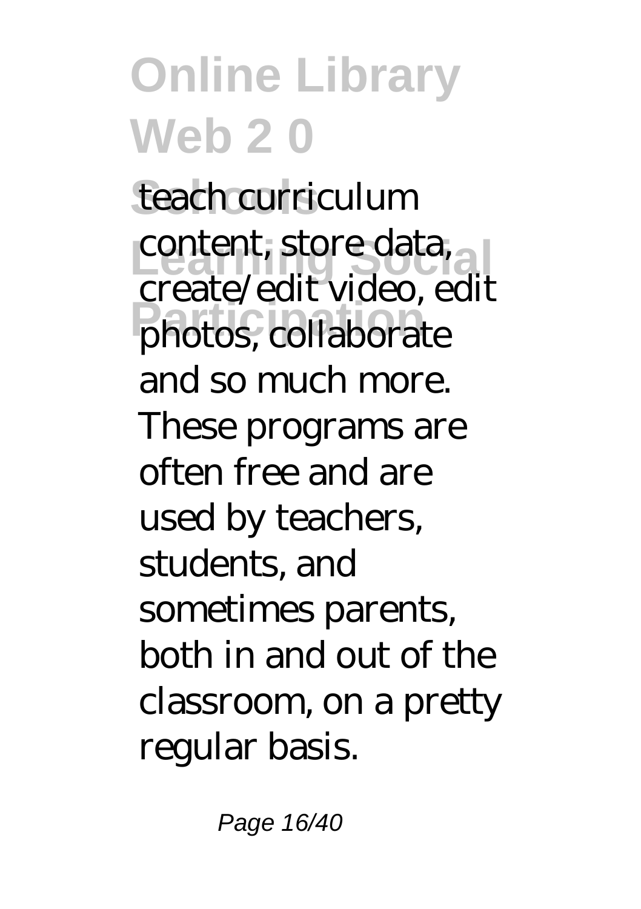teach curriculum content, store data, create/edit video, edit photos, collaborate and so much more. These programs are often free and are used by teachers, students, and sometimes parents, both in and out of the classroom, on a pretty regular basis.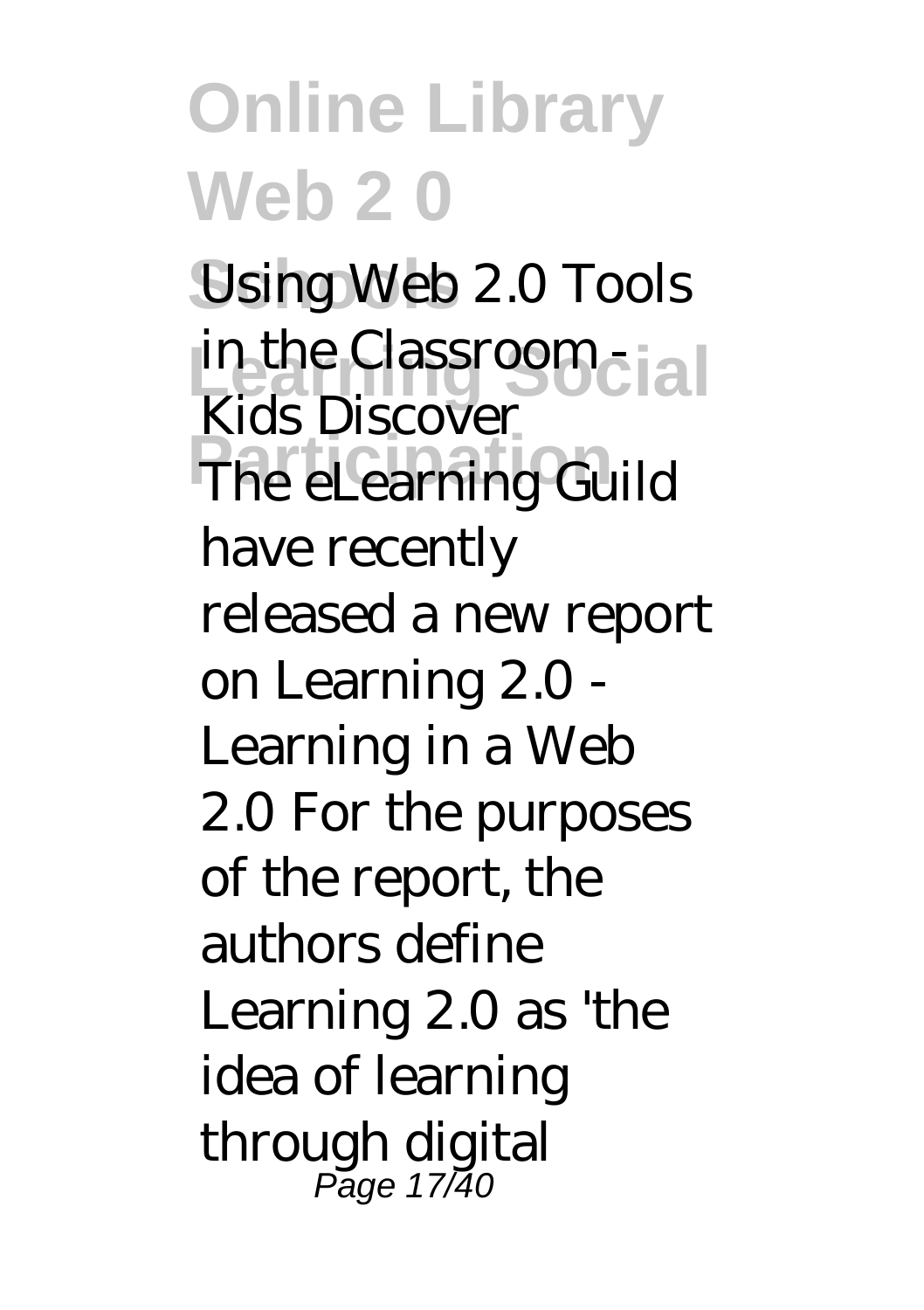Using Web 2.0 Tools in the Classroom - Kids Discover

The eLearning Guild have recently released a new report on Learning 2.0 - Learning in a Web 2.0 For the purposes of the report, the authors define Learning 2.0 as 'the idea of learning through digital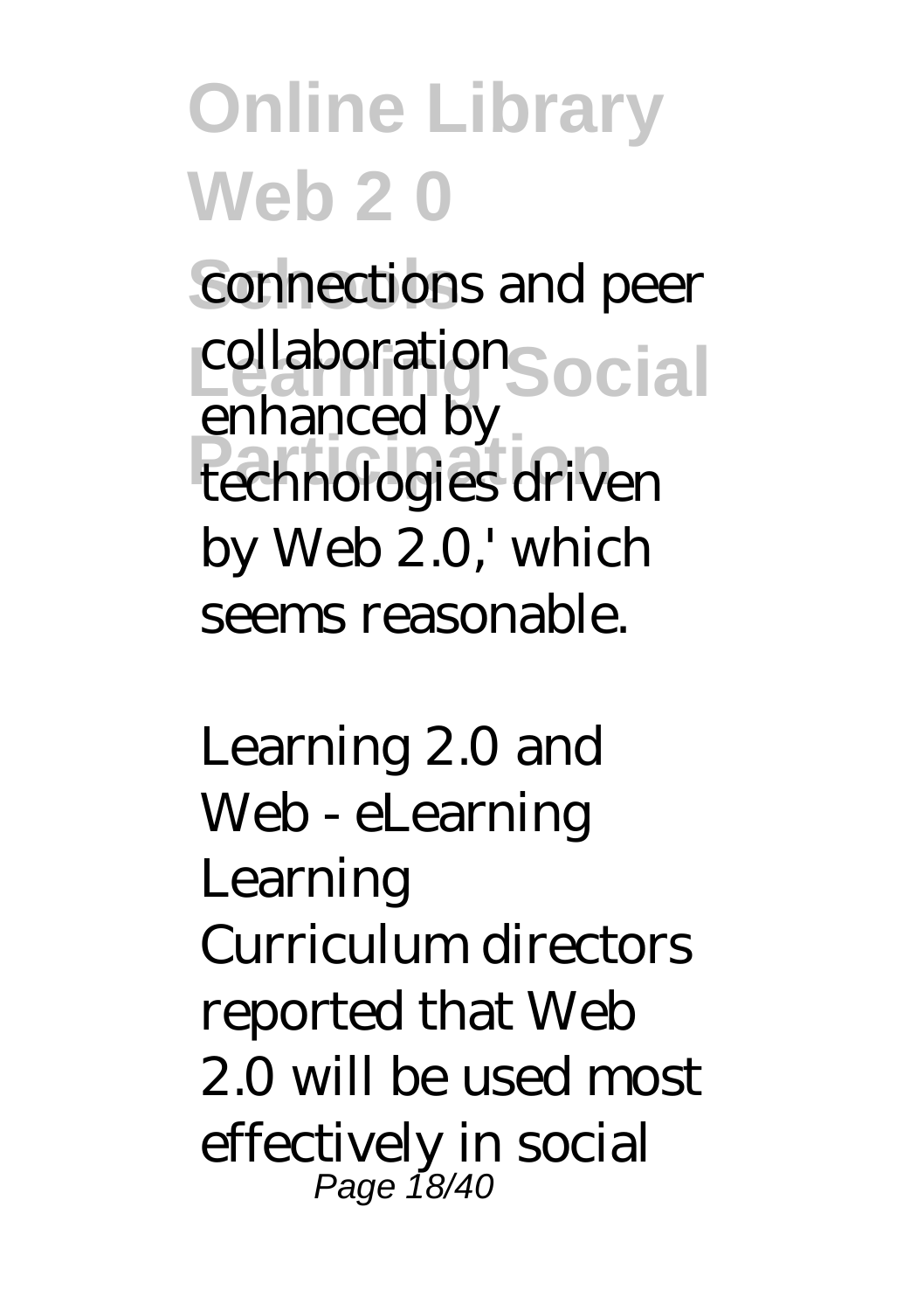connections and peer collaboration enhanced by technologies driven by Web 2.0,' which seems reasonable.

*Learning 2.0 and Web - eLearning Learning*

Curriculum directors reported that Web 2.0 will be used most effectively in social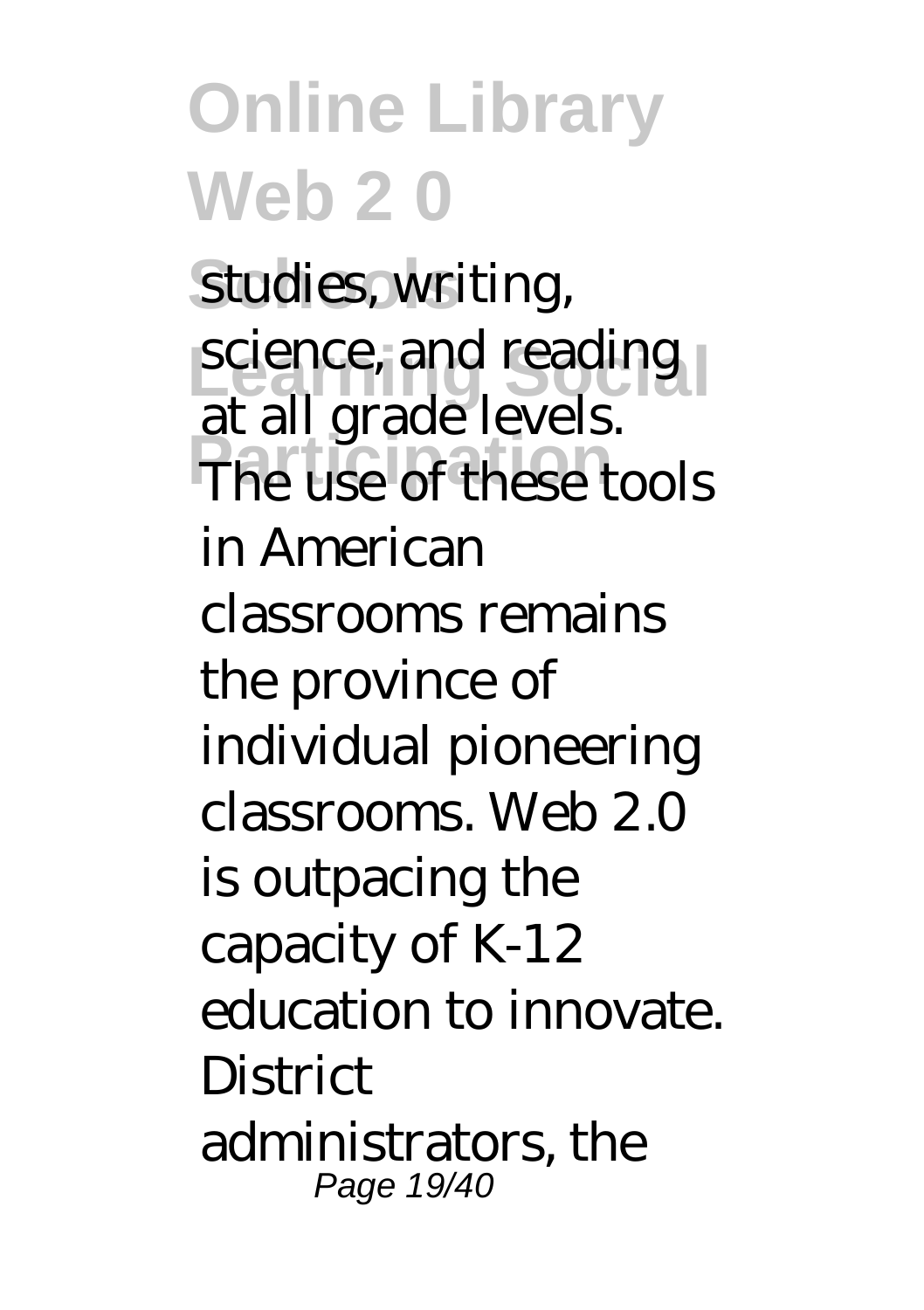studies, writing, science, and reading at all grade levels. The use of these tools in American classrooms remains the province of individual pioneering classrooms. Web 2.0 is outpacing the capacity of K-12 education to innovate. District administrators, the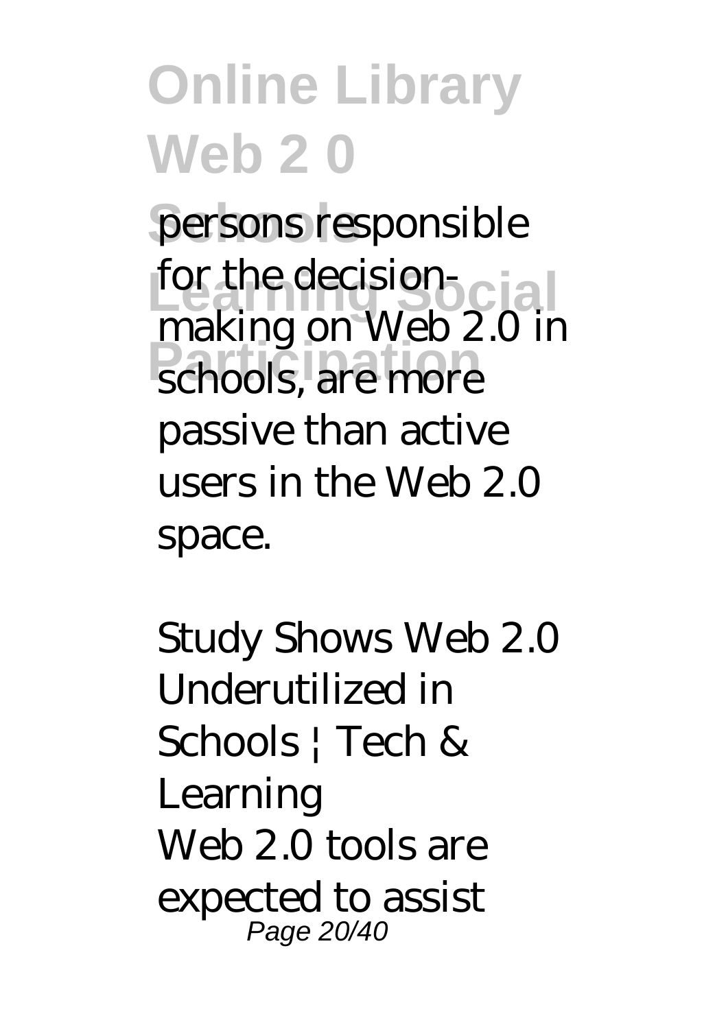persons responsible for the decision-making on Web 2.0 in schools, are more passive than active users in the Web 2.0 space.

*Study Shows Web 2.0 Underutilized in Schools | Tech & Learning*

Web 2.0 tools are expected to assist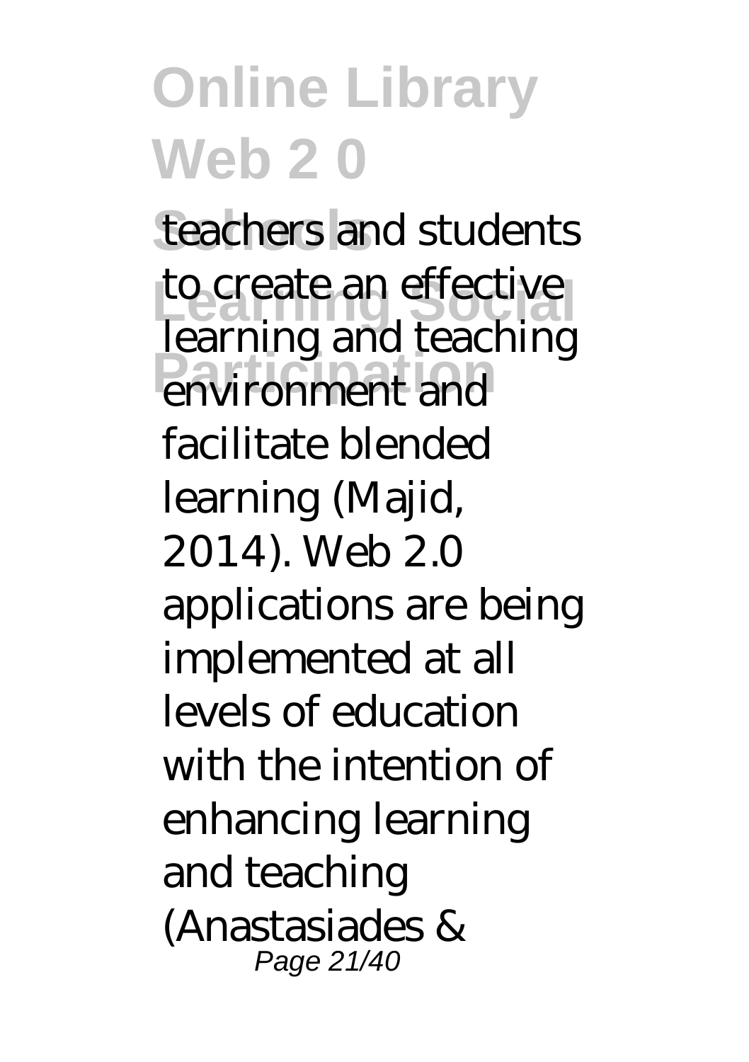teachers and students to create an effective learning and teaching environment and facilitate blended learning (Majid, 2014). Web 2.0 applications are being implemented at all levels of education with the intention of enhancing learning and teaching (Anastasiades &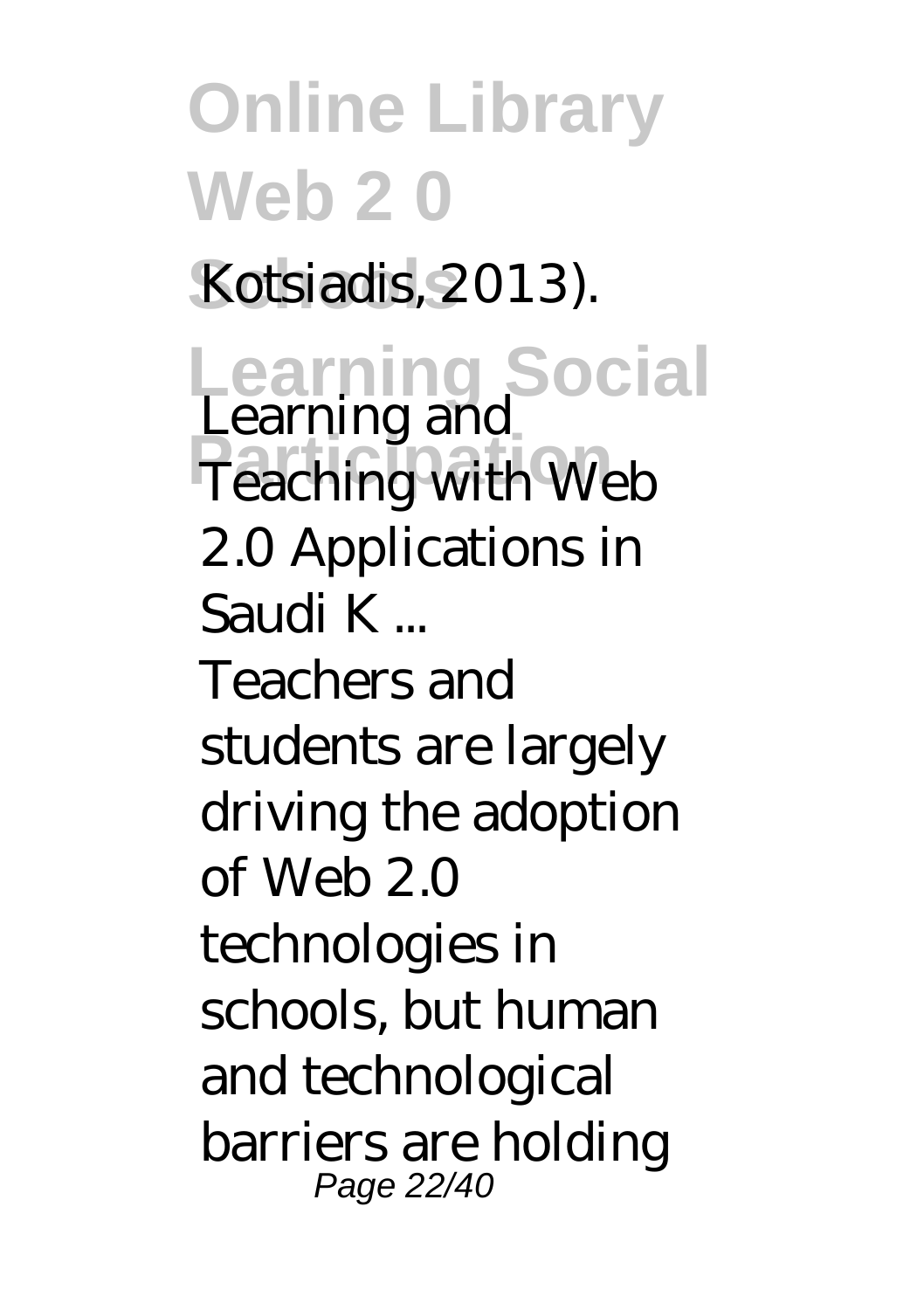Kotsiadis, 2013).

*Learning and Teaching with Web 2.0 Applications in Saudi K ...*

Teachers and students are largely driving the adoption of Web 2.0 technologies in schools, but human and technological barriers are holding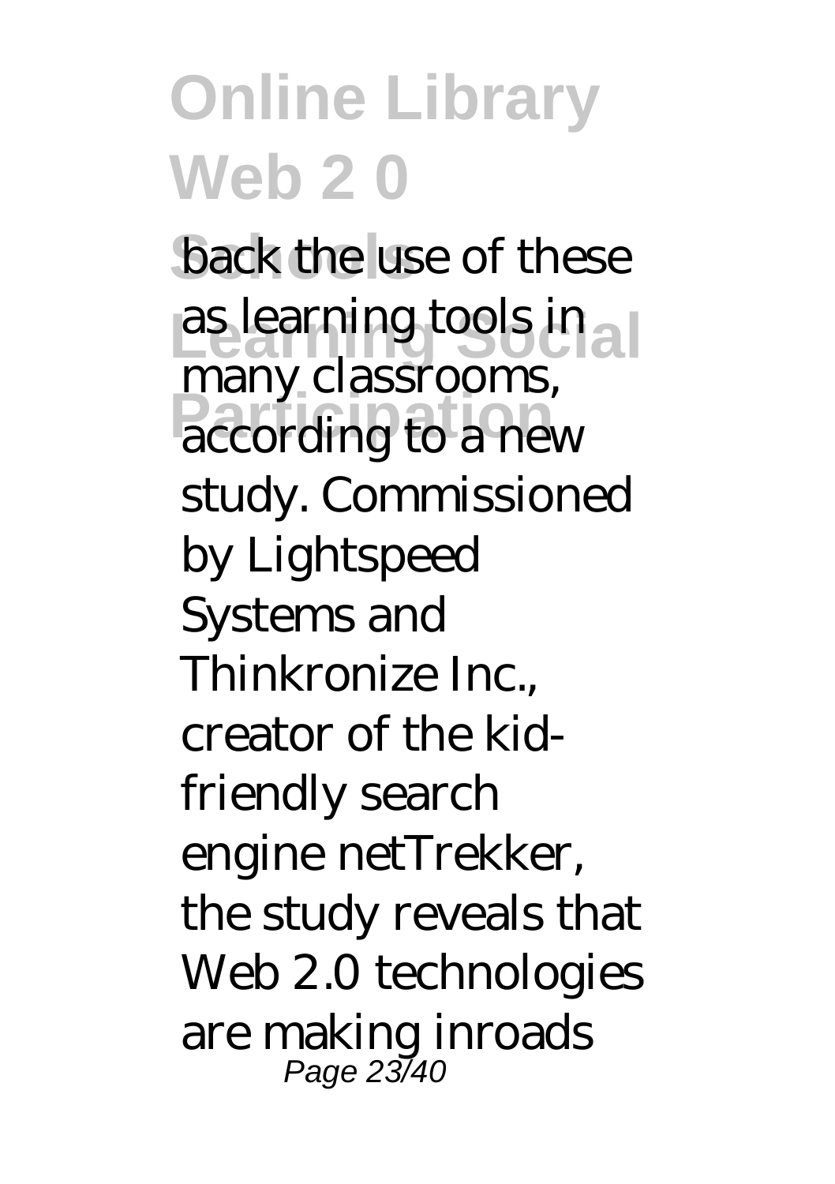back the use of these as learning tools in many classrooms, according to a new study. Commissioned by Lightspeed Systems and Thinkronize Inc., creator of the kid-friendly search engine netTrekker, the study reveals that Web 2.0 technologies are making inroads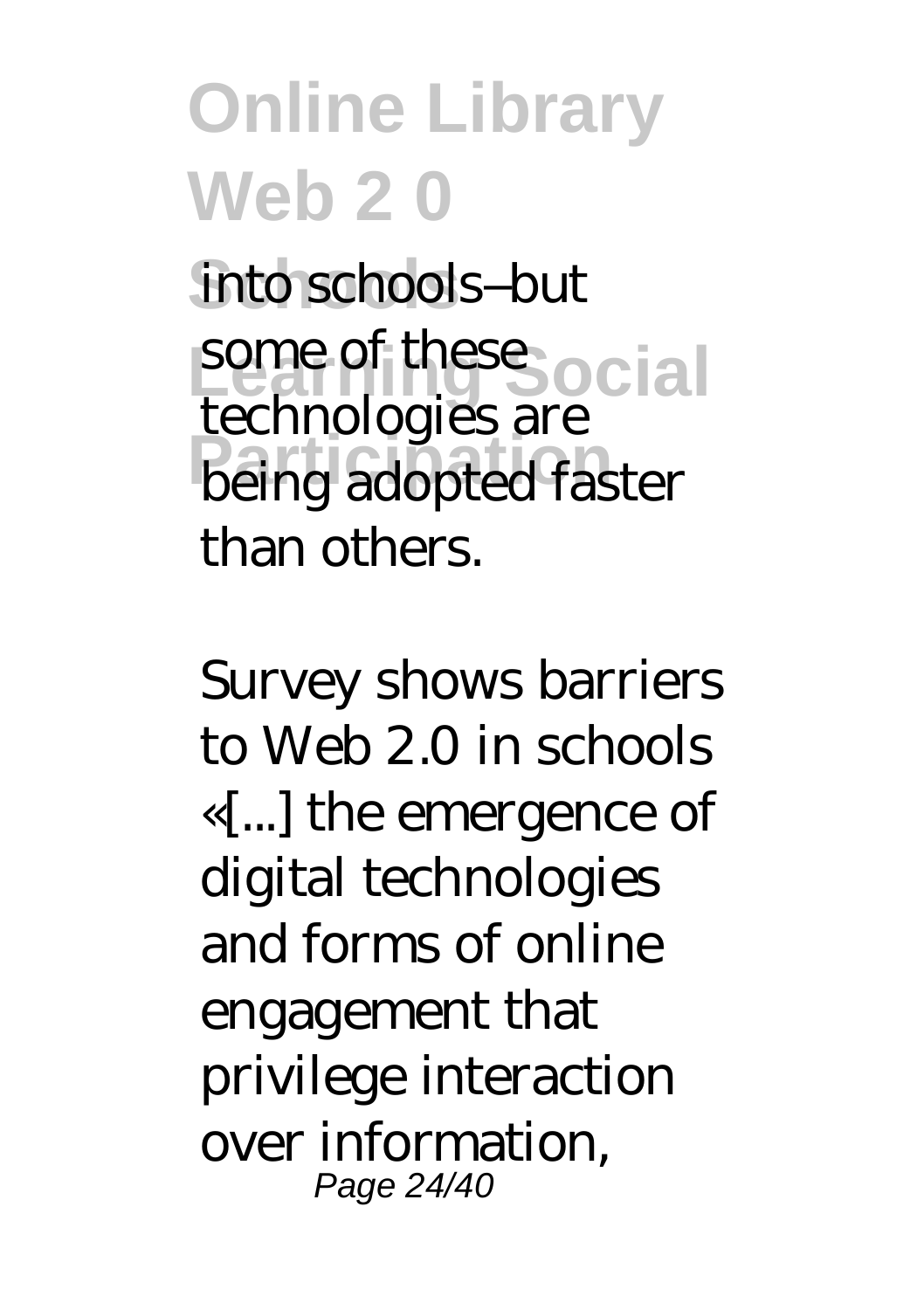into schools–but some of these technologies are being adopted faster than others.

Survey shows barriers to Web 2.0 in schools «[...] the emergence of digital technologies and forms of online engagement that privilege interaction over information,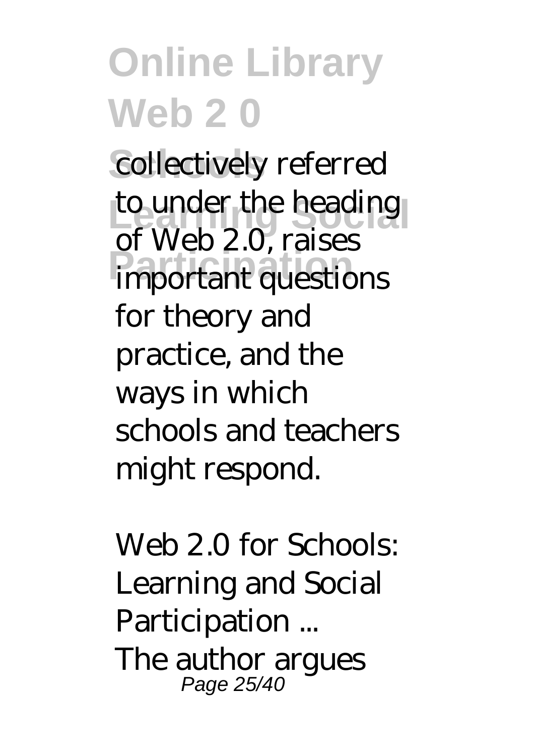collectively referred to under the heading of Web 2.0, raises important questions for theory and practice, and the ways in which schools and teachers might respond.

*Web 2.0 for Schools: Learning and Social Participation ...*

The author argues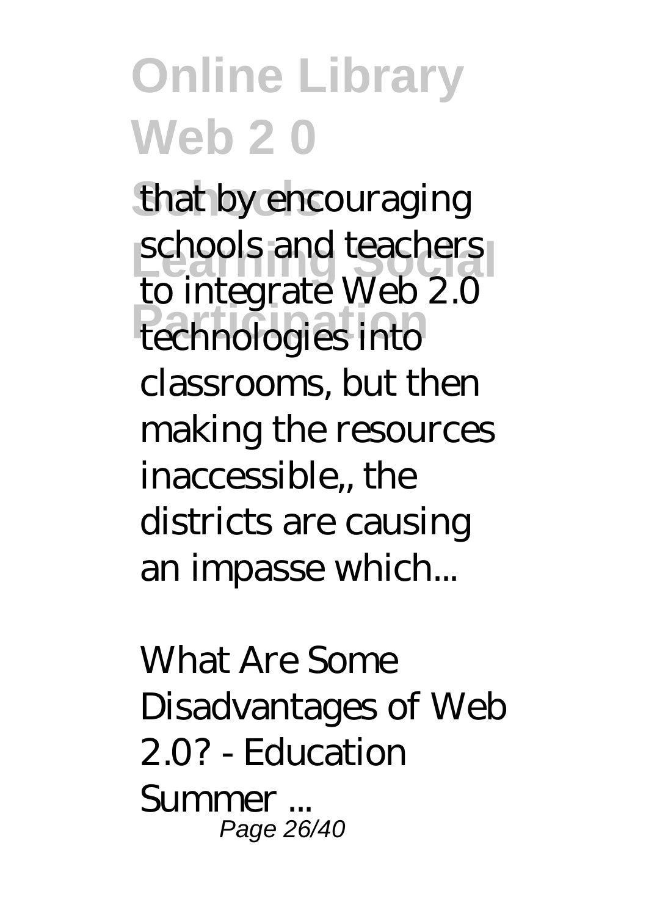that by encouraging schools and teachers to integrate Web 2.0 technologies into classrooms, but then making the resources inaccessible,, the districts are causing an impasse which...

*What Are Some Disadvantages of Web 2.0? - Education Summer ...*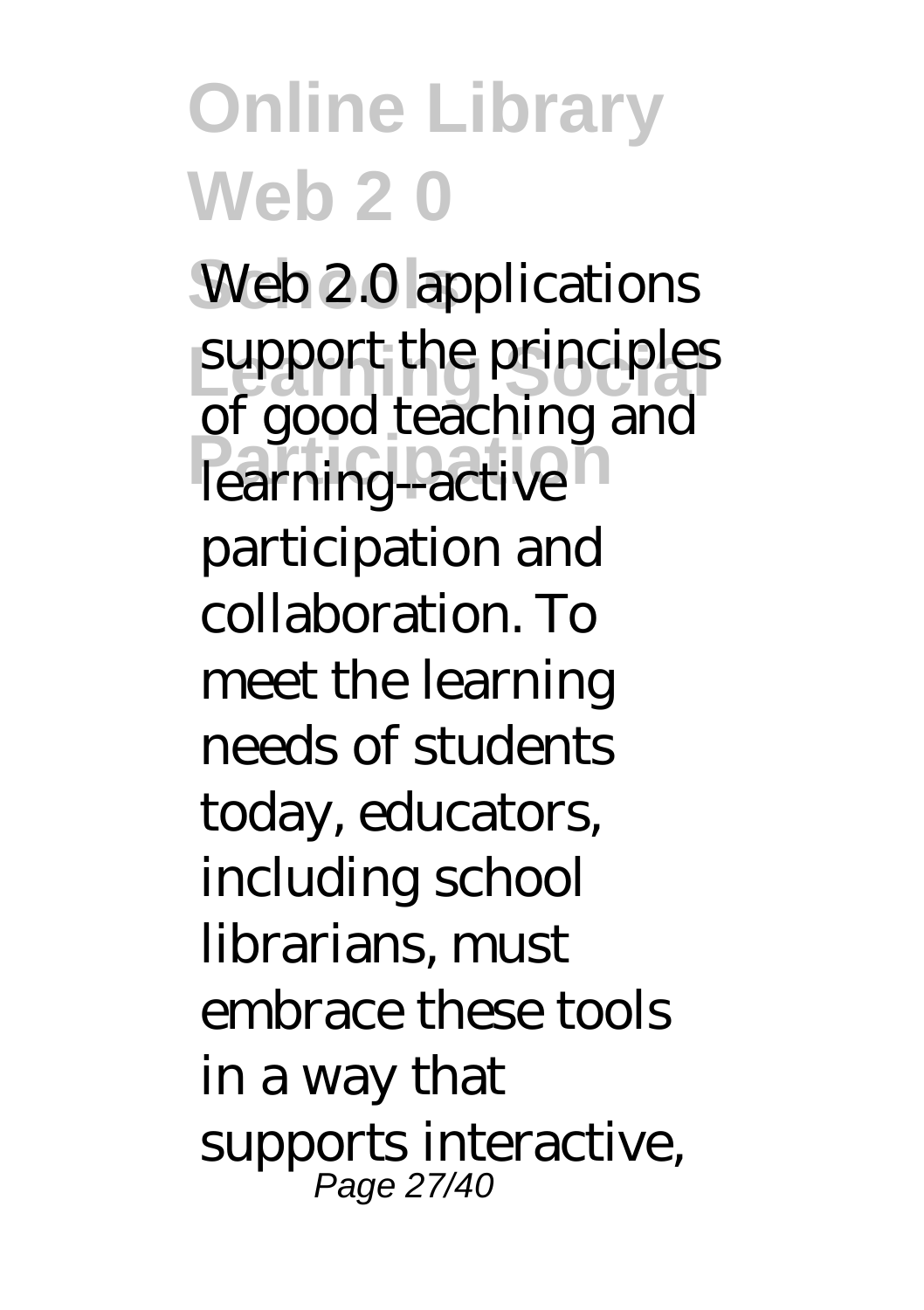Web 2.0 applications support the principles of good teaching and learning--active participation and collaboration. To meet the learning needs of students today, educators, including school librarians, must embrace these tools in a way that supports interactive,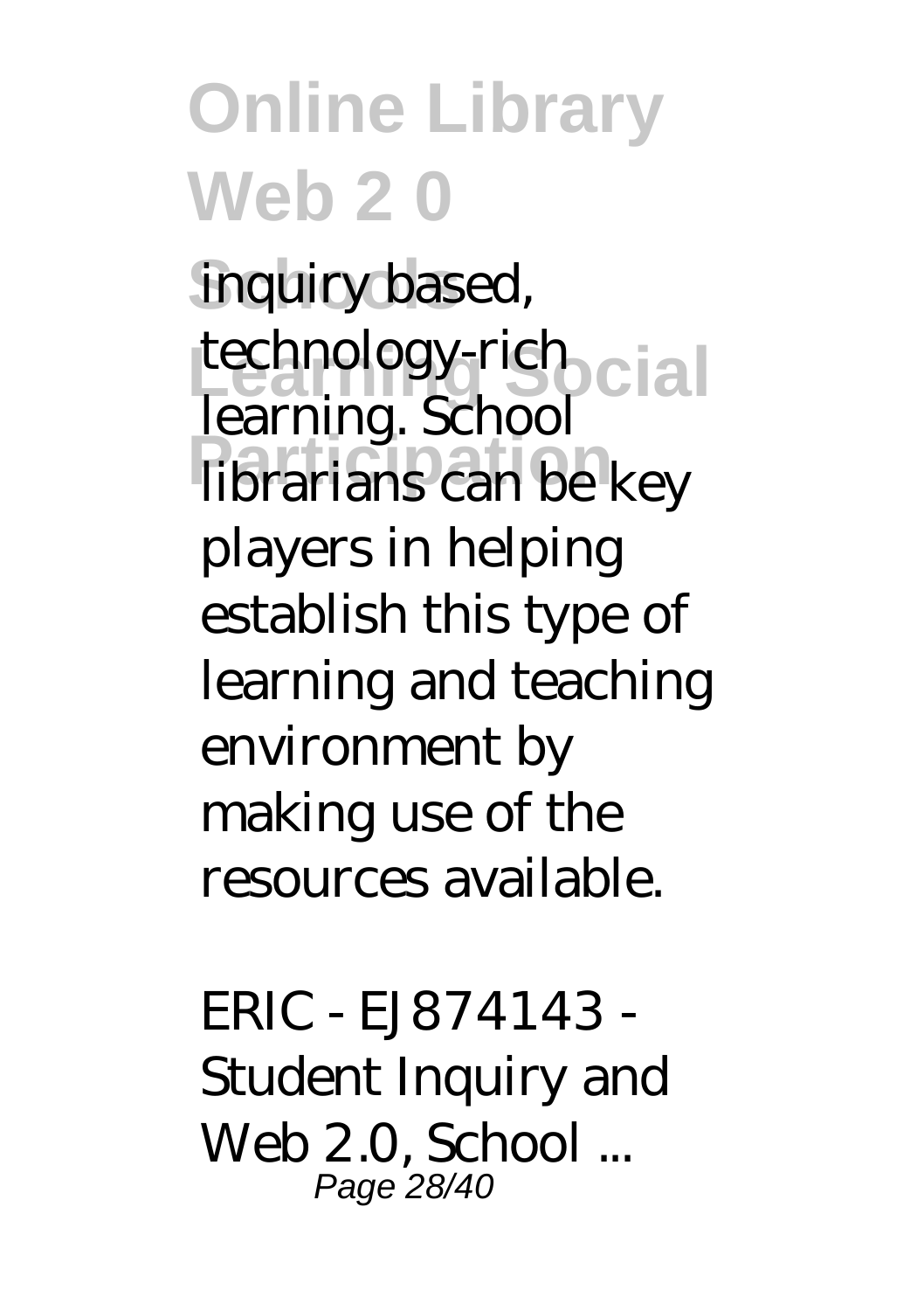inquiry based, technology-rich learning. School librarians can be key players in helping establish this type of learning and teaching environment by making use of the resources available.

*ERIC - EJ874143 - Student Inquiry and Web 2.0, School ...*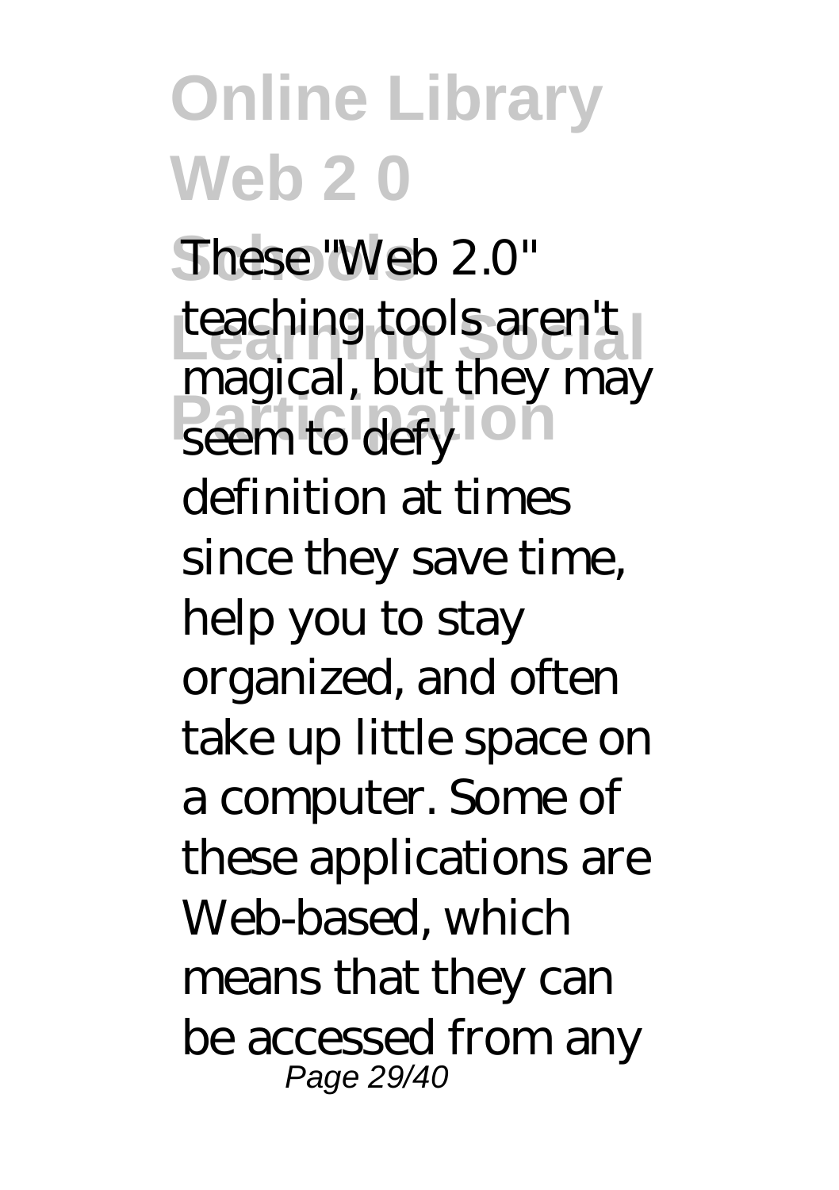These "Web 2.0" teaching tools aren't magical, but they may seem to defy definition at times since they save time, help you to stay organized, and often take up little space on a computer. Some of these applications are Web-based, which means that they can be accessed from any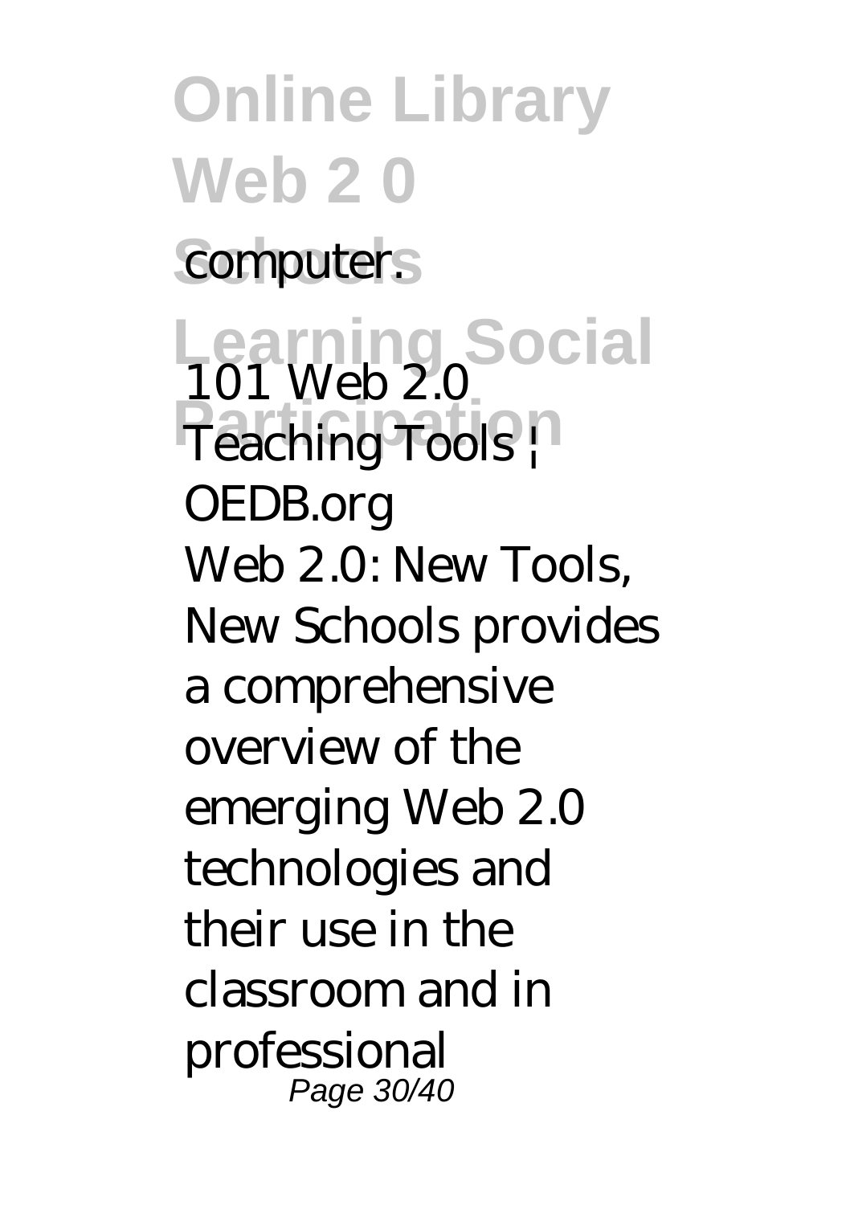computer.

*101 Web 2.0 Teaching Tools | OEDB.org*

Web 2.0: New Tools, New Schools provides a comprehensive overview of the emerging Web 2.0 technologies and their use in the classroom and in professional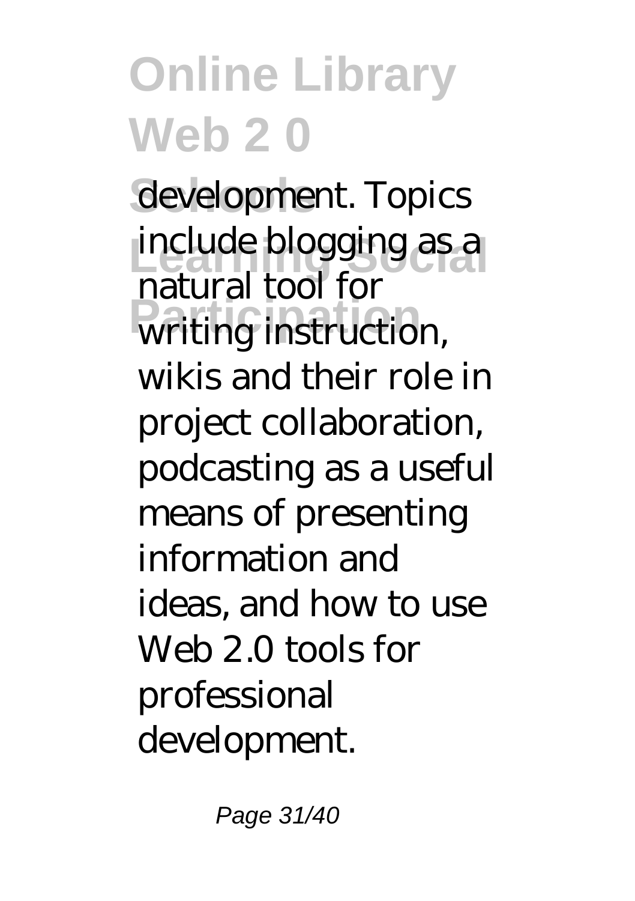development. Topics include blogging as a natural tool for writing instruction, wikis and their role in project collaboration, podcasting as a useful means of presenting information and ideas, and how to use Web 2.0 tools for professional development.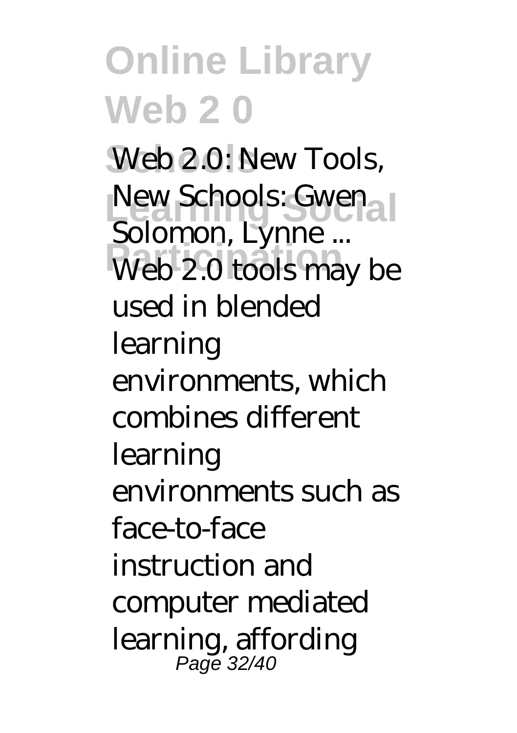Web 2.0: New Tools, New Schools: Gwen Solomon, Lynne ...

Web 2.0 tools may be used in blended learning environments, which combines different learning environments such as face-to-face instruction and computer mediated learning, affording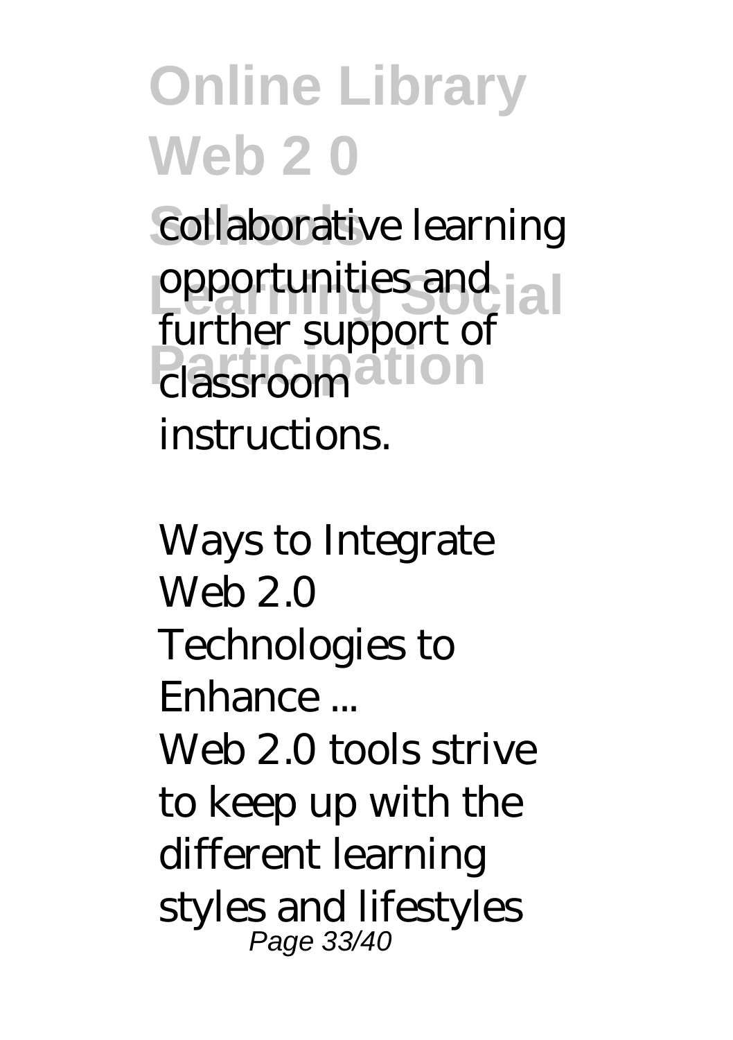collaborative learning opportunities and further support of classroom instructions.

*Ways to Integrate Web 2.0 Technologies to Enhance ...*

Web 2.0 tools strive to keep up with the different learning styles and lifestyles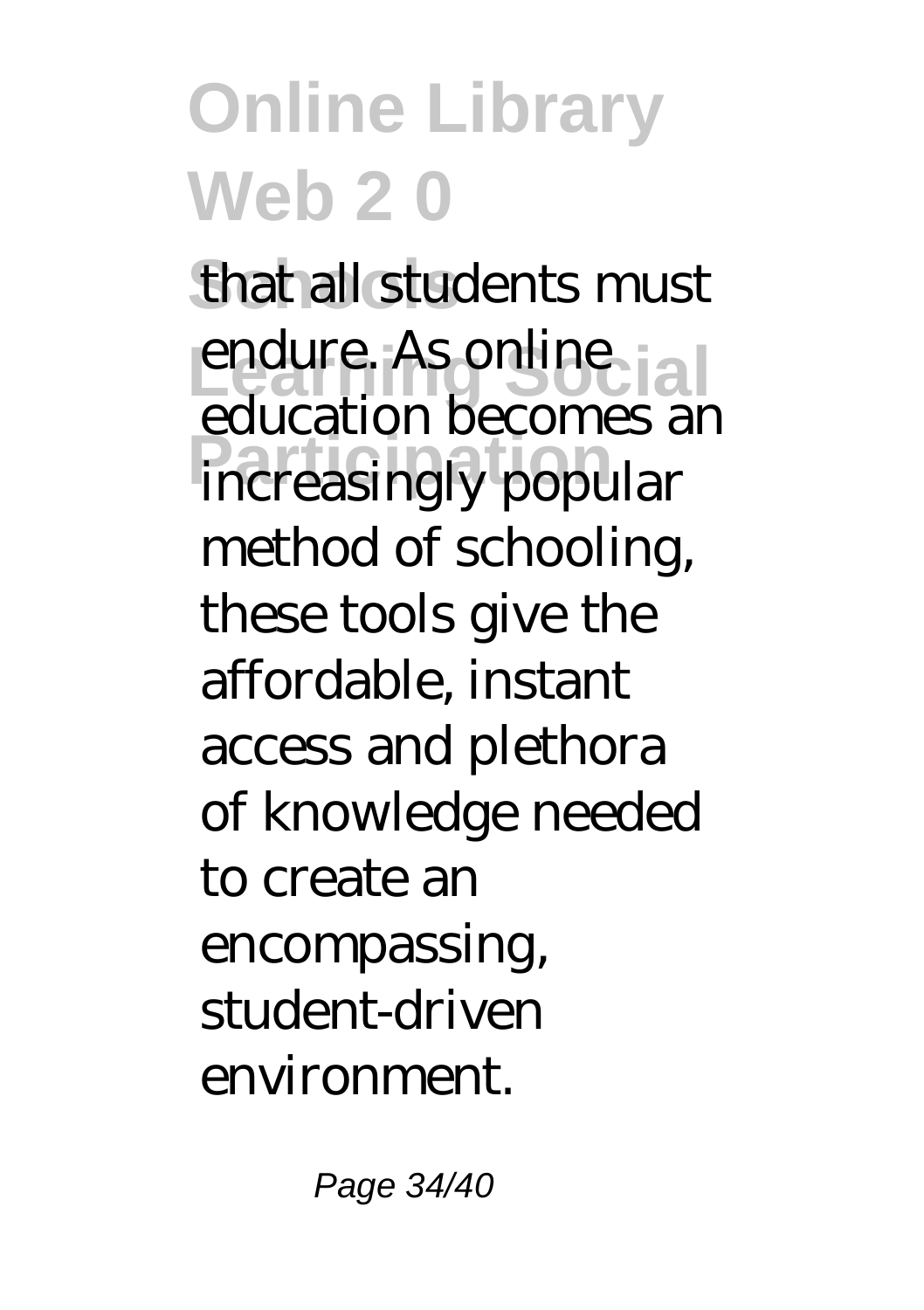that all students must endure. As online education becomes an increasingly popular method of schooling, these tools give the affordable, instant access and plethora of knowledge needed to create an encompassing, student-driven environment.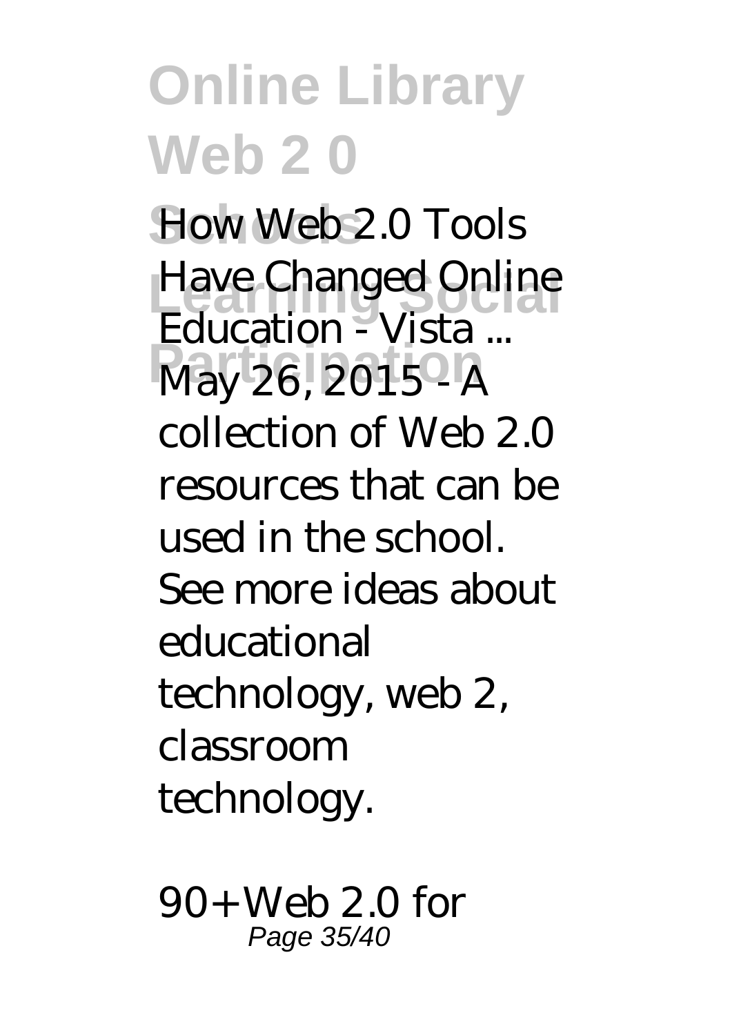*How Web 2.0 Tools Have Changed Online Education - Vista ...*

May 26, 2015 - A collection of Web 2.0 resources that can be used in the school. See more ideas about educational technology, web 2, classroom technology.

*90+ Web 2.0 for*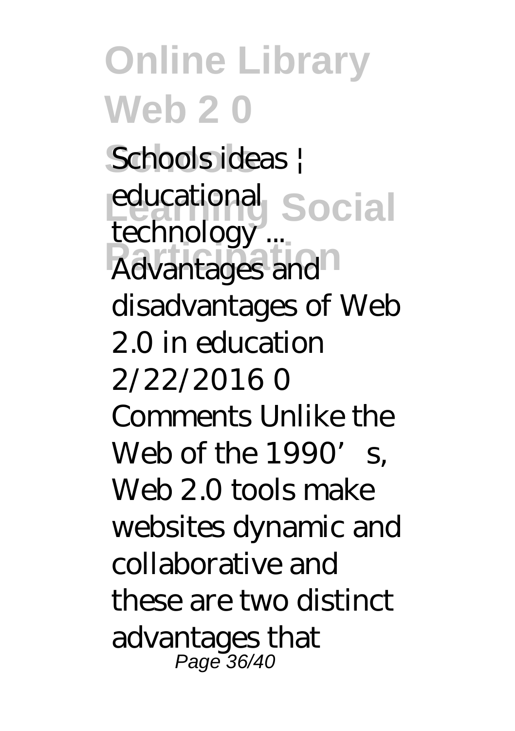Schools ideas | educational technology ...
Advantages and disadvantages of Web 2.0 in education 2/22/2016 0 Comments Unlike the Web of the 1990's, Web 2.0 tools make websites dynamic and collaborative and these are two distinct advantages that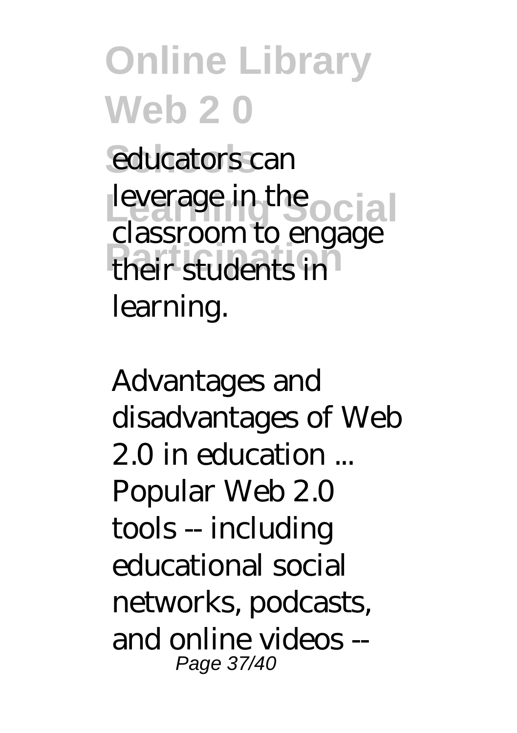educators can leverage in the classroom to engage their students in learning.

*Advantages and disadvantages of Web 2.0 in education ...*

Popular Web 2.0 tools -- including educational social networks, podcasts, and online videos --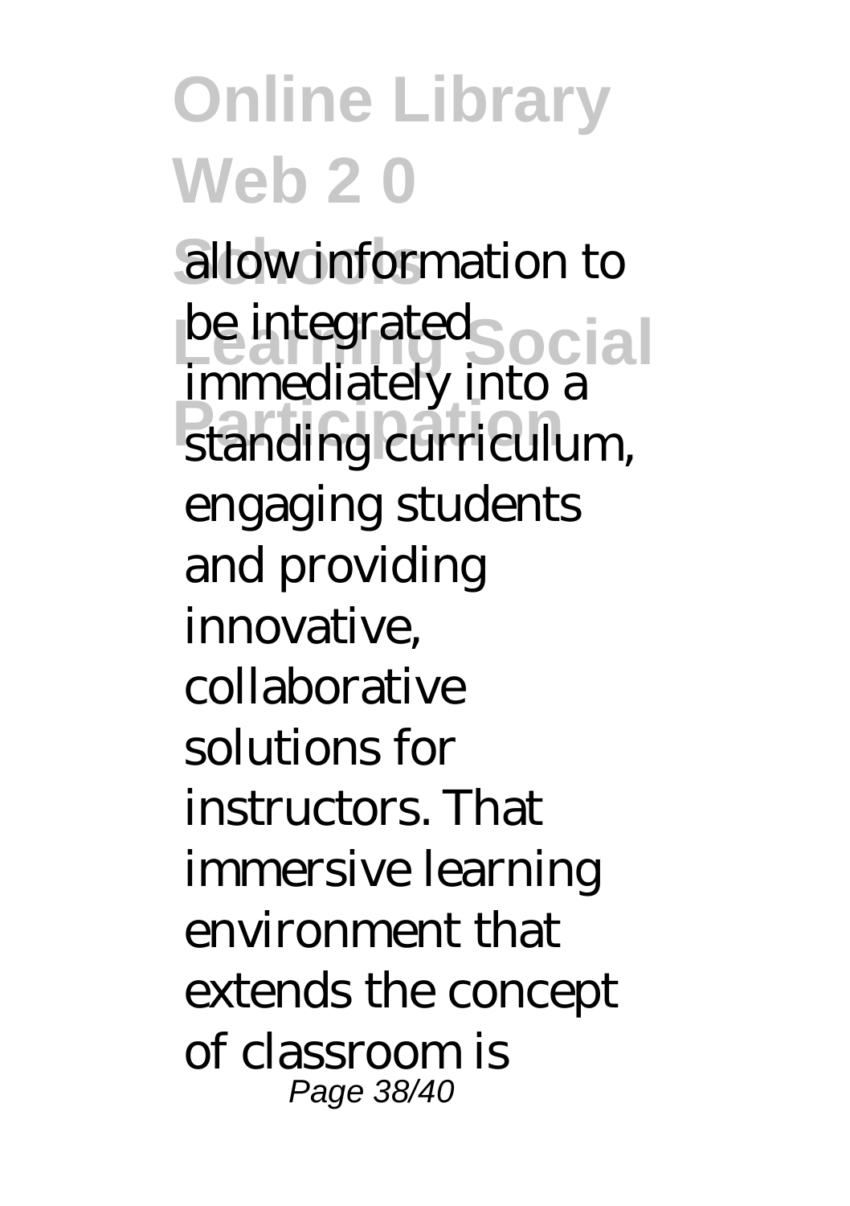allow information to be integrated immediately into a standing curriculum, engaging students and providing innovative, collaborative solutions for instructors. That immersive learning environment that extends the concept of classroom is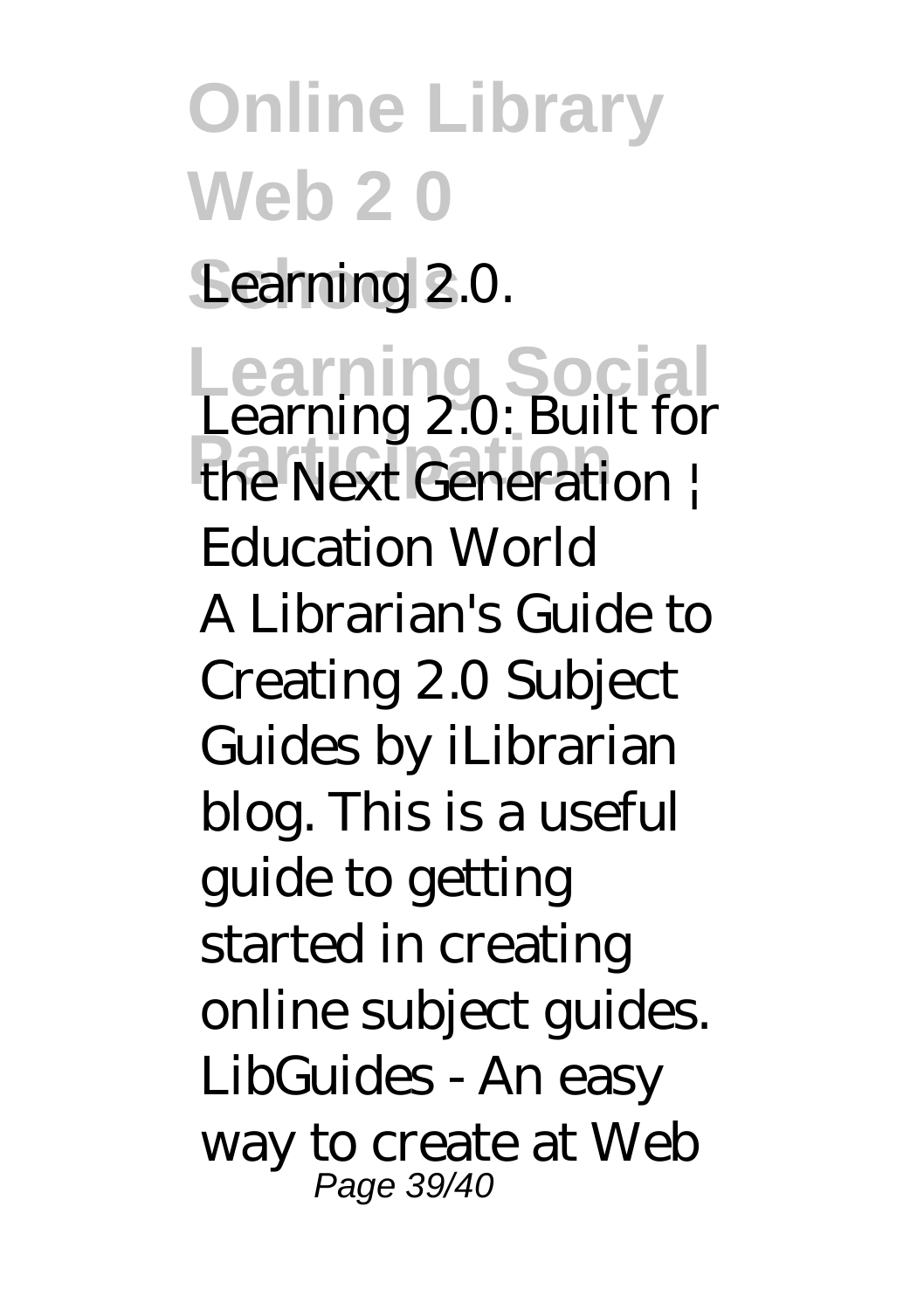Learning 2.0.

*Learning 2.0: Built for the Next Generation | Education World*

A Librarian's Guide to Creating 2.0 Subject Guides by iLibrarian blog. This is a useful guide to getting started in creating online subject guides. LibGuides - An easy way to create at Web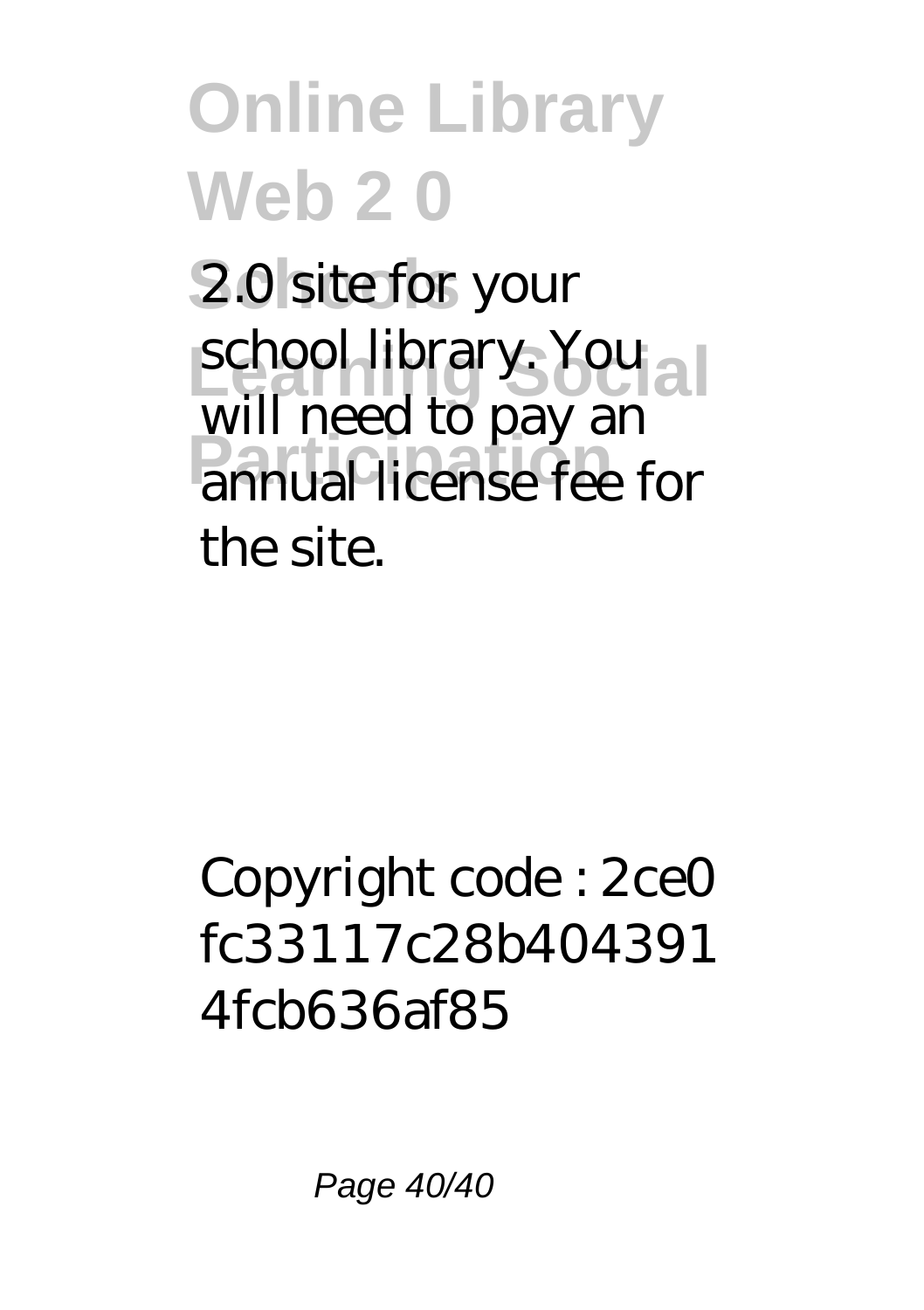2.0 site for your school library. You will need to pay an annual license fee for the site.

Copyright code : 2ce0fc33117c28b4043914fcb636af85